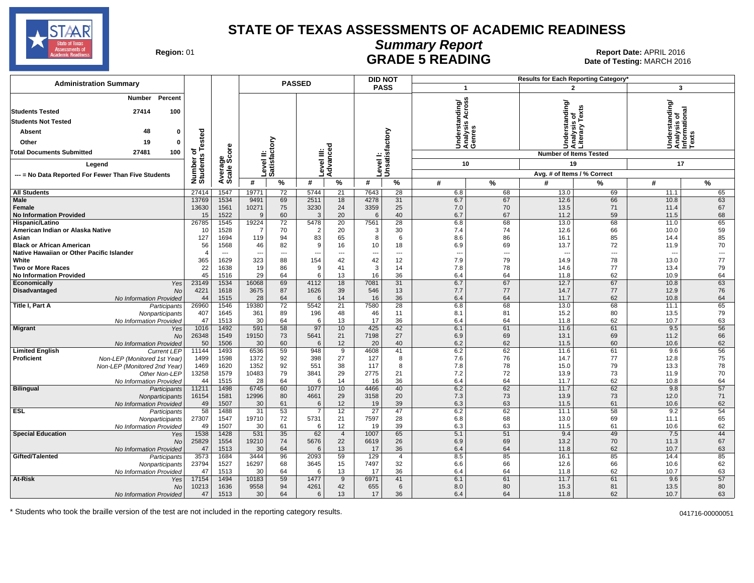# STATE OF TEXAS ASSESSMENTS OF ACADEMIC READINESS

## Summary Report

## GRADE 5 READING

**Region:** 01

**Report Date:** APRIL 2016

**Date of Testing:** MARCH 2016

**Administration Summary**

| | Number | Percent |
|---|---|---|
| Students Tested | 27414 | 100 |
| Students Not Tested | | |
| Absent | 48 | 0 |
| Other | 19 | 0 |
| Total Documents Submitted | 27481 | 100 |

**Legend**

--- = No Data Reported For Fewer Than Five Students

| | | Number of Students Tested | Average Scale Score | PASSED | | | | DID NOT PASS | | Results for Each Reporting Category* | | | | | |
|---|---|---|---|---|---|---|---|---|---|---|---|---|---|---|---|
| | | | | Level II: Satisfactory | | Level III: Advanced | | Level I: Unsatisfactory | | 1 Understanding/ Analysis Across Genres | | 2 Understanding/ Analysis of Literary Texts | | 3 Understanding/ Analysis of Informational Texts | |
| | | | | | | | | | | Number of Items Tested: 10 | | 19 | | 17 | |
| | | | | | | | | | | Avg. # of Items / % Correct | | | | | |
| | | | | # | % | # | % | # | % | # | % | # | % | # | % |
| All Students | | 27414 | 1547 | 19771 | 72 | 5744 | 21 | 7643 | 28 | 6.8 | 68 | 13.0 | 69 | 11.1 | 65 |
| Male | | 13769 | 1534 | 9491 | 69 | 2511 | 18 | 4278 | 31 | 6.7 | 67 | 12.6 | 66 | 10.8 | 63 |
| Female | | 13630 | 1561 | 10271 | 75 | 3230 | 24 | 3359 | 25 | 7.0 | 70 | 13.5 | 71 | 11.4 | 67 |
| No Information Provided | | 15 | 1522 | 9 | 60 | 3 | 20 | 6 | 40 | 6.7 | 67 | 11.2 | 59 | 11.5 | 68 |
| Hispanic/Latino | | 26785 | 1545 | 19224 | 72 | 5478 | 20 | 7561 | 28 | 6.8 | 68 | 13.0 | 68 | 11.0 | 65 |
| American Indian or Alaska Native | | 10 | 1528 | 7 | 70 | 2 | 20 | 3 | 30 | 7.4 | 74 | 12.6 | 66 | 10.0 | 59 |
| Asian | | 127 | 1694 | 119 | 94 | 83 | 65 | 8 | 6 | 8.6 | 86 | 16.1 | 85 | 14.4 | 85 |
| Black or African American | | 56 | 1568 | 46 | 82 | 9 | 16 | 10 | 18 | 6.9 | 69 | 13.7 | 72 | 11.9 | 70 |
| Native Hawaiian or Other Pacific Islander | | 4 | --- | --- | --- | --- | --- | --- | --- | --- | --- | --- | --- | --- | --- |
| White | | 365 | 1629 | 323 | 88 | 154 | 42 | 42 | 12 | 7.9 | 79 | 14.9 | 78 | 13.0 | 77 |
| Two or More Races | | 22 | 1638 | 19 | 86 | 9 | 41 | 3 | 14 | 7.8 | 78 | 14.6 | 77 | 13.4 | 79 |
| No Information Provided | | 45 | 1516 | 29 | 64 | 6 | 13 | 16 | 36 | 6.4 | 64 | 11.8 | 62 | 10.9 | 64 |
| Economically Disadvantaged | Yes | 23149 | 1534 | 16068 | 69 | 4112 | 18 | 7081 | 31 | 6.7 | 67 | 12.7 | 67 | 10.8 | 63 |
| | No | 4221 | 1618 | 3675 | 87 | 1626 | 39 | 546 | 13 | 7.7 | 77 | 14.7 | 77 | 12.9 | 76 |
| | No Information Provided | 44 | 1515 | 28 | 64 | 6 | 14 | 16 | 36 | 6.4 | 64 | 11.7 | 62 | 10.8 | 64 |
| Title I, Part A | Participants | 26960 | 1546 | 19380 | 72 | 5542 | 21 | 7580 | 28 | 6.8 | 68 | 13.0 | 68 | 11.1 | 65 |
| | Nonparticipants | 407 | 1645 | 361 | 89 | 196 | 48 | 46 | 11 | 8.1 | 81 | 15.2 | 80 | 13.5 | 79 |
| | No Information Provided | 47 | 1513 | 30 | 64 | 6 | 13 | 17 | 36 | 6.4 | 64 | 11.8 | 62 | 10.7 | 63 |
| Migrant | Yes | 1016 | 1492 | 591 | 58 | 97 | 10 | 425 | 42 | 6.1 | 61 | 11.6 | 61 | 9.5 | 56 |
| | No | 26348 | 1549 | 19150 | 73 | 5641 | 21 | 7198 | 27 | 6.9 | 69 | 13.1 | 69 | 11.2 | 66 |
| | No Information Provided | 50 | 1506 | 30 | 60 | 6 | 12 | 20 | 40 | 6.2 | 62 | 11.5 | 60 | 10.6 | 62 |
| Limited English Proficient | Current LEP | 11144 | 1493 | 6536 | 59 | 948 | 9 | 4608 | 41 | 6.2 | 62 | 11.6 | 61 | 9.6 | 56 |
| | Non-LEP (Monitored 1st Year) | 1499 | 1598 | 1372 | 92 | 398 | 27 | 127 | 8 | 7.6 | 76 | 14.7 | 77 | 12.8 | 75 |
| | Non-LEP (Monitored 2nd Year) | 1469 | 1620 | 1352 | 92 | 551 | 38 | 117 | 8 | 7.8 | 78 | 15.0 | 79 | 13.3 | 78 |
| | Other Non-LEP | 13258 | 1579 | 10483 | 79 | 3841 | 29 | 2775 | 21 | 7.2 | 72 | 13.9 | 73 | 11.9 | 70 |
| | No Information Provided | 44 | 1515 | 28 | 64 | 6 | 14 | 16 | 36 | 6.4 | 64 | 11.7 | 62 | 10.8 | 64 |
| Bilingual | Participants | 11211 | 1498 | 6745 | 60 | 1077 | 10 | 4466 | 40 | 6.2 | 62 | 11.7 | 62 | 9.8 | 57 |
| | Nonparticipants | 16154 | 1581 | 12996 | 80 | 4661 | 29 | 3158 | 20 | 7.3 | 73 | 13.9 | 73 | 12.0 | 71 |
| | No Information Provided | 49 | 1507 | 30 | 61 | 6 | 12 | 19 | 39 | 6.3 | 63 | 11.5 | 61 | 10.6 | 62 |
| ESL | Participants | 58 | 1488 | 31 | 53 | 7 | 12 | 27 | 47 | 6.2 | 62 | 11.1 | 58 | 9.2 | 54 |
| | Nonparticipants | 27307 | 1547 | 19710 | 72 | 5731 | 21 | 7597 | 28 | 6.8 | 68 | 13.0 | 69 | 11.1 | 65 |
| | No Information Provided | 49 | 1507 | 30 | 61 | 6 | 12 | 19 | 39 | 6.3 | 63 | 11.5 | 61 | 10.6 | 62 |
| Special Education | Yes | 1538 | 1428 | 531 | 35 | 62 | 4 | 1007 | 65 | 5.1 | 51 | 9.4 | 49 | 7.5 | 44 |
| | No | 25829 | 1554 | 19210 | 74 | 5676 | 22 | 6619 | 26 | 6.9 | 69 | 13.2 | 70 | 11.3 | 67 |
| | No Information Provided | 47 | 1513 | 30 | 64 | 6 | 13 | 17 | 36 | 6.4 | 64 | 11.8 | 62 | 10.7 | 63 |
| Gifted/Talented | Participants | 3573 | 1684 | 3444 | 96 | 2093 | 59 | 129 | 4 | 8.5 | 85 | 16.1 | 85 | 14.4 | 85 |
| | Nonparticipants | 23794 | 1527 | 16297 | 68 | 3645 | 15 | 7497 | 32 | 6.6 | 66 | 12.6 | 66 | 10.6 | 62 |
| | No Information Provided | 47 | 1513 | 30 | 64 | 6 | 13 | 17 | 36 | 6.4 | 64 | 11.8 | 62 | 10.7 | 63 |
| At-Risk | Yes | 17154 | 1494 | 10183 | 59 | 1477 | 9 | 6971 | 41 | 6.1 | 61 | 11.7 | 61 | 9.6 | 57 |
| | No | 10213 | 1636 | 9558 | 94 | 4261 | 42 | 655 | 6 | 8.0 | 80 | 15.3 | 81 | 13.5 | 80 |
| | No Information Provided | 47 | 1513 | 30 | 64 | 6 | 13 | 17 | 36 | 6.4 | 64 | 11.8 | 62 | 10.7 | 63 |

\* Students who took the braille version of the test are not included in the reporting category results.

041716-00000051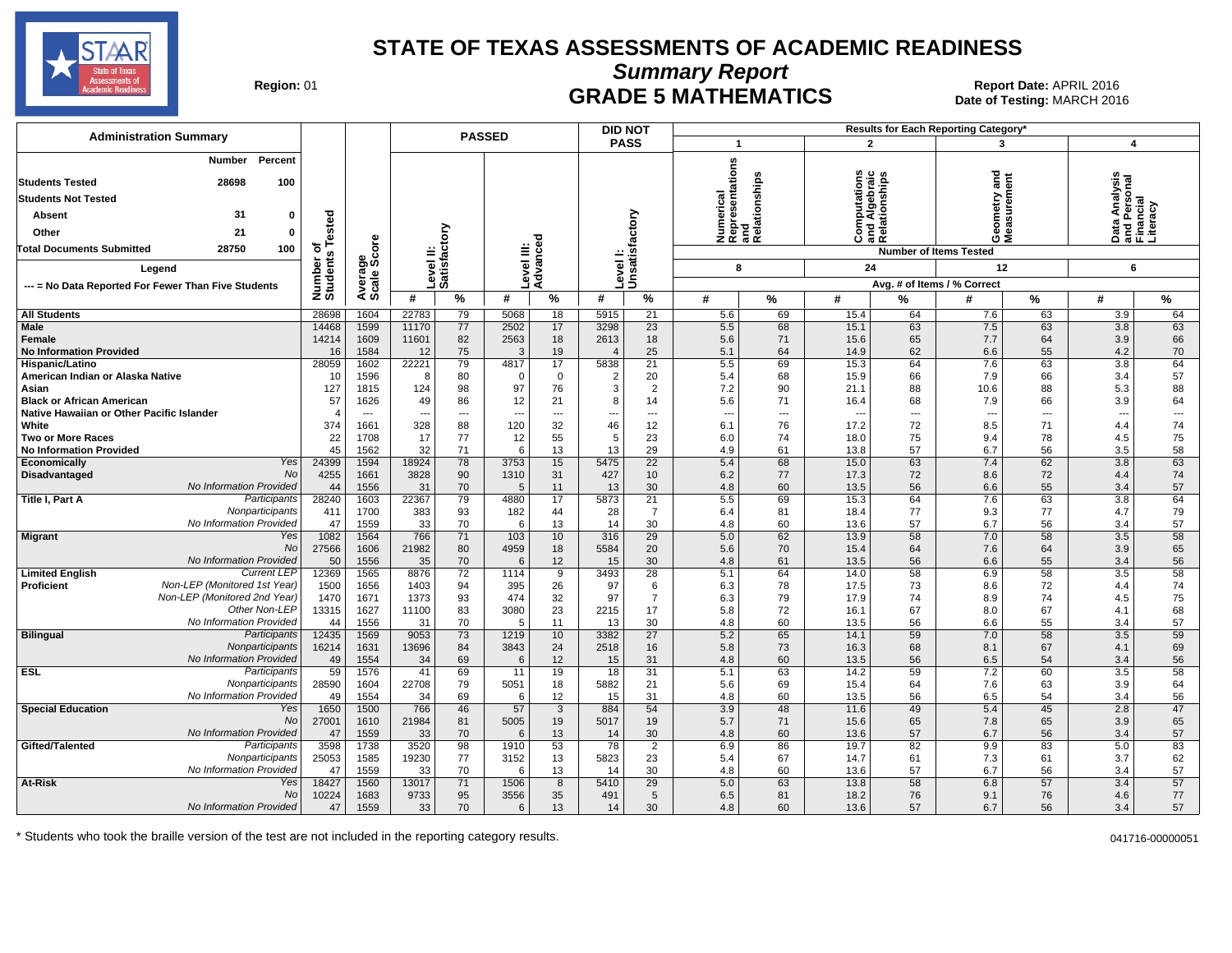# STATE OF TEXAS ASSESSMENTS OF ACADEMIC READINESS

## Summary Report

## GRADE 5 MATHEMATICS

**Region:** 01

**Report Date:** APRIL 2016
**Date of Testing:** MARCH 2016

### Administration Summary

| | Number | Percent |
|---|---|---|
| Students Tested | 28698 | 100 |
| Students Not Tested | | |
| Absent | 31 | 0 |
| Other | 21 | 0 |
| Total Documents Submitted | 28750 | 100 |

**Legend**

--- = No Data Reported For Fewer Than Five Students

| | | Number of Students Tested | Average Scale Score | PASSED | | | | DID NOT PASS | | Results for Each Reporting Category* | | | | | | | |
|---|---|---|---|---|---|---|---|---|---|---|---|---|---|---|---|---|---|
| | | | | Level II: Satisfactory | | Level III: Advanced | | Level I: Unsatisfactory | | 1 Numerical Representations and Relationships | | 2 Computations and Algebraic Relationships | | 3 Geometry and Measurement | | 4 Data Analysis and Personal Financial Literacy | |
| | | | | | | | | | | Number of Items Tested: 8 | | 24 | | 12 | | 6 | |
| | | | | | | | | | | Avg. # of Items / % Correct | | | | | | | |
| | | | | # | % | # | % | # | % | # | % | # | % | # | % | # | % |
| All Students | | 28698 | 1604 | 22783 | 79 | 5068 | 18 | 5915 | 21 | 5.6 | 69 | 15.4 | 64 | 7.6 | 63 | 3.9 | 64 |
| Male | | 14468 | 1599 | 11170 | 77 | 2502 | 17 | 3298 | 23 | 5.5 | 68 | 15.1 | 63 | 7.5 | 63 | 3.8 | 63 |
| Female | | 14214 | 1609 | 11601 | 82 | 2563 | 18 | 2613 | 18 | 5.6 | 71 | 15.6 | 65 | 7.7 | 64 | 3.9 | 66 |
| No Information Provided | | 16 | 1584 | 12 | 75 | 3 | 19 | 4 | 25 | 5.1 | 64 | 14.9 | 62 | 6.6 | 55 | 4.2 | 70 |
| Hispanic/Latino | | 28059 | 1602 | 22221 | 79 | 4817 | 17 | 5838 | 21 | 5.5 | 69 | 15.3 | 64 | 7.6 | 63 | 3.8 | 64 |
| American Indian or Alaska Native | | 10 | 1596 | 8 | 80 | 0 | 0 | 2 | 20 | 5.4 | 68 | 15.9 | 66 | 7.9 | 66 | 3.4 | 57 |
| Asian | | 127 | 1815 | 124 | 98 | 97 | 76 | 3 | 2 | 7.2 | 90 | 21.1 | 88 | 10.6 | 88 | 5.3 | 88 |
| Black or African American | | 57 | 1626 | 49 | 86 | 12 | 21 | 8 | 14 | 5.6 | 71 | 16.4 | 68 | 7.9 | 66 | 3.9 | 64 |
| Native Hawaiian or Other Pacific Islander | | 4 | --- | --- | --- | --- | --- | --- | --- | --- | --- | --- | --- | --- | --- | --- | --- |
| White | | 374 | 1661 | 328 | 88 | 120 | 32 | 46 | 12 | 6.1 | 76 | 17.2 | 72 | 8.5 | 71 | 4.4 | 74 |
| Two or More Races | | 22 | 1708 | 17 | 77 | 12 | 55 | 5 | 23 | 6.0 | 74 | 18.0 | 75 | 9.4 | 78 | 4.5 | 75 |
| No Information Provided | | 45 | 1562 | 32 | 71 | 6 | 13 | 13 | 29 | 4.9 | 61 | 13.8 | 57 | 6.7 | 56 | 3.5 | 58 |
| Economically Disadvantaged | Yes | 24399 | 1594 | 18924 | 78 | 3753 | 15 | 5475 | 22 | 5.4 | 68 | 15.0 | 63 | 7.4 | 62 | 3.8 | 63 |
| | No | 4255 | 1661 | 3828 | 90 | 1310 | 31 | 427 | 10 | 6.2 | 77 | 17.3 | 72 | 8.6 | 72 | 4.4 | 74 |
| | No Information Provided | 44 | 1556 | 31 | 70 | 5 | 11 | 13 | 30 | 4.8 | 60 | 13.5 | 56 | 6.6 | 55 | 3.4 | 57 |
| Title I, Part A | Participants | 28240 | 1603 | 22367 | 79 | 4880 | 17 | 5873 | 21 | 5.5 | 69 | 15.3 | 64 | 7.6 | 63 | 3.8 | 64 |
| | Nonparticipants | 411 | 1700 | 383 | 93 | 182 | 44 | 28 | 7 | 6.4 | 81 | 18.4 | 77 | 9.3 | 77 | 4.7 | 79 |
| | No Information Provided | 47 | 1559 | 33 | 70 | 6 | 13 | 14 | 30 | 4.8 | 60 | 13.6 | 57 | 6.7 | 56 | 3.4 | 57 |
| Migrant | Yes | 1082 | 1564 | 766 | 71 | 103 | 10 | 316 | 29 | 5.0 | 62 | 13.9 | 58 | 7.0 | 58 | 3.5 | 58 |
| | No | 27566 | 1606 | 21982 | 80 | 4959 | 18 | 5584 | 20 | 5.6 | 70 | 15.4 | 64 | 7.6 | 64 | 3.9 | 65 |
| | No Information Provided | 50 | 1556 | 35 | 70 | 6 | 12 | 15 | 30 | 4.8 | 61 | 13.5 | 56 | 6.6 | 55 | 3.4 | 56 |
| Limited English Proficient | Current LEP | 12369 | 1565 | 8876 | 72 | 1114 | 9 | 3493 | 28 | 5.1 | 64 | 14.0 | 58 | 6.9 | 58 | 3.5 | 58 |
| | Non-LEP (Monitored 1st Year) | 1500 | 1656 | 1403 | 94 | 395 | 26 | 97 | 6 | 6.3 | 78 | 17.5 | 73 | 8.6 | 72 | 4.4 | 74 |
| | Non-LEP (Monitored 2nd Year) | 1470 | 1671 | 1373 | 93 | 474 | 32 | 97 | 7 | 6.3 | 79 | 17.9 | 74 | 8.9 | 74 | 4.5 | 75 |
| | Other Non-LEP | 13315 | 1627 | 11100 | 83 | 3080 | 23 | 2215 | 17 | 5.8 | 72 | 16.1 | 67 | 8.0 | 67 | 4.1 | 68 |
| | No Information Provided | 44 | 1556 | 31 | 70 | 5 | 11 | 13 | 30 | 4.8 | 60 | 13.5 | 56 | 6.6 | 55 | 3.4 | 57 |
| Bilingual | Participants | 12435 | 1569 | 9053 | 73 | 1219 | 10 | 3382 | 27 | 5.2 | 65 | 14.1 | 59 | 7.0 | 58 | 3.5 | 59 |
| | Nonparticipants | 16214 | 1631 | 13696 | 84 | 3843 | 24 | 2518 | 16 | 5.8 | 73 | 16.3 | 68 | 8.1 | 67 | 4.1 | 69 |
| | No Information Provided | 49 | 1554 | 34 | 69 | 6 | 12 | 15 | 31 | 4.8 | 60 | 13.5 | 56 | 6.5 | 54 | 3.4 | 56 |
| ESL | Participants | 59 | 1576 | 41 | 69 | 11 | 19 | 18 | 31 | 5.1 | 63 | 14.2 | 59 | 7.2 | 60 | 3.5 | 58 |
| | Nonparticipants | 28590 | 1604 | 22708 | 79 | 5051 | 18 | 5882 | 21 | 5.6 | 69 | 15.4 | 64 | 7.6 | 63 | 3.9 | 64 |
| | No Information Provided | 49 | 1554 | 34 | 69 | 6 | 12 | 15 | 31 | 4.8 | 60 | 13.5 | 56 | 6.5 | 54 | 3.4 | 56 |
| Special Education | Yes | 1650 | 1500 | 766 | 46 | 57 | 3 | 884 | 54 | 3.9 | 48 | 11.6 | 49 | 5.4 | 45 | 2.8 | 47 |
| | No | 27001 | 1610 | 21984 | 81 | 5005 | 19 | 5017 | 19 | 5.7 | 71 | 15.6 | 65 | 7.8 | 65 | 3.9 | 65 |
| | No Information Provided | 47 | 1559 | 33 | 70 | 6 | 13 | 14 | 30 | 4.8 | 60 | 13.6 | 57 | 6.7 | 56 | 3.4 | 57 |
| Gifted/Talented | Participants | 3598 | 1738 | 3520 | 98 | 1910 | 53 | 78 | 2 | 6.9 | 86 | 19.7 | 82 | 9.9 | 83 | 5.0 | 83 |
| | Nonparticipants | 25053 | 1585 | 19230 | 77 | 3152 | 13 | 5823 | 23 | 5.4 | 67 | 14.7 | 61 | 7.3 | 61 | 3.7 | 62 |
| | No Information Provided | 47 | 1559 | 33 | 70 | 6 | 13 | 14 | 30 | 4.8 | 60 | 13.6 | 57 | 6.7 | 56 | 3.4 | 57 |
| At-Risk | Yes | 18427 | 1560 | 13017 | 71 | 1506 | 8 | 5410 | 29 | 5.0 | 63 | 13.8 | 58 | 6.8 | 57 | 3.4 | 57 |
| | No | 10224 | 1683 | 9733 | 95 | 3556 | 35 | 491 | 5 | 6.5 | 81 | 18.2 | 76 | 9.1 | 76 | 4.6 | 77 |
| | No Information Provided | 47 | 1559 | 33 | 70 | 6 | 13 | 14 | 30 | 4.8 | 60 | 13.6 | 57 | 6.7 | 56 | 3.4 | 57 |

* Students who took the braille version of the test are not included in the reporting category results.

041716-00000051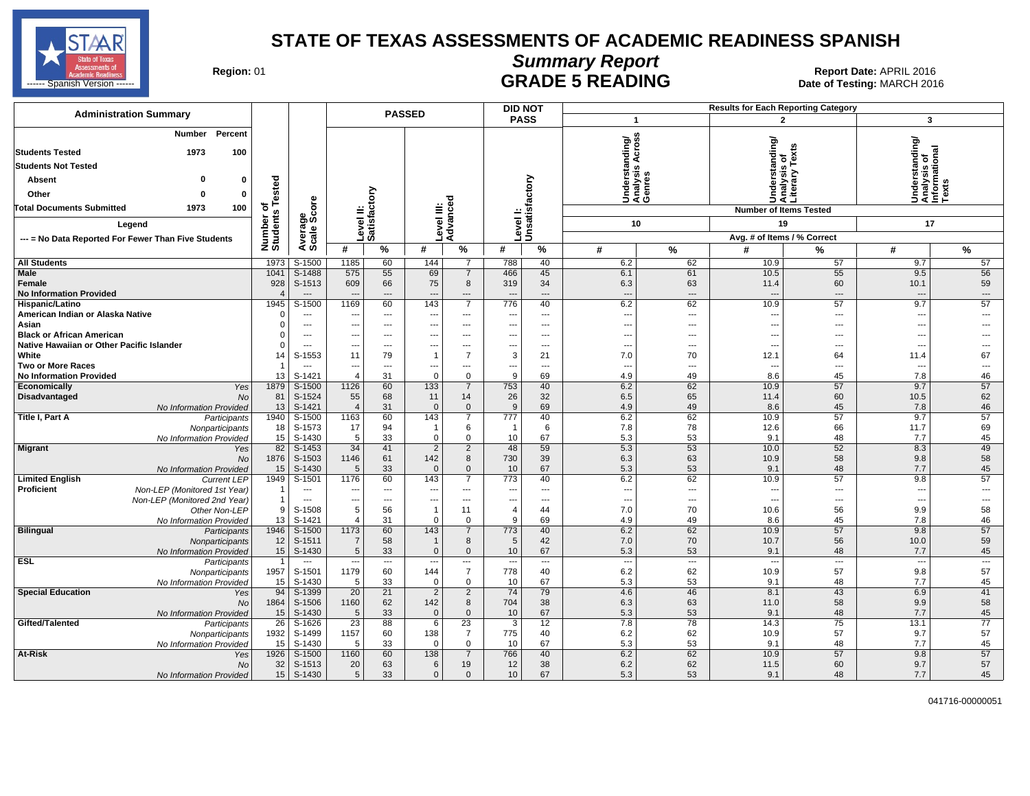# STATE OF TEXAS ASSESSMENTS OF ACADEMIC READINESS SPANISH

## Summary Report

## GRADE 5 READING

**Region:** 01

**Report Date:** APRIL 2016
**Date of Testing:** MARCH 2016

**Administration Summary**

| | Number | Percent |
|---|---|---|
| Students Tested | 1973 | 100 |
| Students Not Tested | | |
| Absent | 0 | 0 |
| Other | 0 | 0 |
| Total Documents Submitted | 1973 | 100 |

Legend

--- = No Data Reported For Fewer Than Five Students

| | | Number of Students Tested | Average Scale Score | PASSED Level II: Satisfactory # | PASSED Level II: Satisfactory % | PASSED Level III: Advanced # | PASSED Level III: Advanced % | DID NOT PASS Level I: Unsatisfactory # | DID NOT PASS Level I: Unsatisfactory % | 1 Understanding/ Analysis Across Genres (10 items) # | 1 % | 2 Understanding/ Analysis of Literary Texts (19 items) # | 2 % | 3 Understanding/ Analysis of Informational Texts (17 items) # | 3 % |
|---|---|---|---|---|---|---|---|---|---|---|---|---|---|---|---|
| All Students | | 1973 | S-1500 | 1185 | 60 | 144 | 7 | 788 | 40 | 6.2 | 62 | 10.9 | 57 | 9.7 | 57 |
| Male | | 1041 | S-1488 | 575 | 55 | 69 | 7 | 466 | 45 | 6.1 | 61 | 10.5 | 55 | 9.5 | 56 |
| Female | | 928 | S-1513 | 609 | 66 | 75 | 8 | 319 | 34 | 6.3 | 63 | 11.4 | 60 | 10.1 | 59 |
| No Information Provided | | 4 | --- | --- | --- | --- | --- | --- | --- | --- | --- | --- | --- | --- | --- |
| Hispanic/Latino | | 1945 | S-1500 | 1169 | 60 | 143 | 7 | 776 | 40 | 6.2 | 62 | 10.9 | 57 | 9.7 | 57 |
| American Indian or Alaska Native | | 0 | --- | --- | --- | --- | --- | --- | --- | --- | --- | --- | --- | --- | --- |
| Asian | | 0 | --- | --- | --- | --- | --- | --- | --- | --- | --- | --- | --- | --- | --- |
| Black or African American | | 0 | --- | --- | --- | --- | --- | --- | --- | --- | --- | --- | --- | --- | --- |
| Native Hawaiian or Other Pacific Islander | | 0 | --- | --- | --- | --- | --- | --- | --- | --- | --- | --- | --- | --- | --- |
| White | | 14 | S-1553 | 11 | 79 | 1 | 7 | 3 | 21 | 7.0 | 70 | 12.1 | 64 | 11.4 | 67 |
| Two or More Races | | 1 | --- | --- | --- | --- | --- | --- | --- | --- | --- | --- | --- | --- | --- |
| No Information Provided | | 13 | S-1421 | 4 | 31 | 0 | 0 | 9 | 69 | 4.9 | 49 | 8.6 | 45 | 7.8 | 46 |
| Economically Disadvantaged | Yes | 1879 | S-1500 | 1126 | 60 | 133 | 7 | 753 | 40 | 6.2 | 62 | 10.9 | 57 | 9.7 | 57 |
| | No | 81 | S-1524 | 55 | 68 | 11 | 14 | 26 | 32 | 6.5 | 65 | 11.4 | 60 | 10.5 | 62 |
| | No Information Provided | 13 | S-1421 | 4 | 31 | 0 | 0 | 9 | 69 | 4.9 | 49 | 8.6 | 45 | 7.8 | 46 |
| Title I, Part A | Participants | 1940 | S-1500 | 1163 | 60 | 143 | 7 | 777 | 40 | 6.2 | 62 | 10.9 | 57 | 9.7 | 57 |
| | Nonparticipants | 18 | S-1573 | 17 | 94 | 1 | 6 | 1 | 6 | 7.8 | 78 | 12.6 | 66 | 11.7 | 69 |
| | No Information Provided | 15 | S-1430 | 5 | 33 | 0 | 0 | 10 | 67 | 5.3 | 53 | 9.1 | 48 | 7.7 | 45 |
| Migrant | Yes | 82 | S-1453 | 34 | 41 | 2 | 2 | 48 | 59 | 5.3 | 53 | 10.0 | 52 | 8.3 | 49 |
| | No | 1876 | S-1503 | 1146 | 61 | 142 | 8 | 730 | 39 | 6.3 | 63 | 10.9 | 58 | 9.8 | 58 |
| | No Information Provided | 15 | S-1430 | 5 | 33 | 0 | 0 | 10 | 67 | 5.3 | 53 | 9.1 | 48 | 7.7 | 45 |
| Limited English Proficient | Current LEP | 1949 | S-1501 | 1176 | 60 | 143 | 7 | 773 | 40 | 6.2 | 62 | 10.9 | 57 | 9.8 | 57 |
| | Non-LEP (Monitored 1st Year) | 1 | --- | --- | --- | --- | --- | --- | --- | --- | --- | --- | --- | --- | --- |
| | Non-LEP (Monitored 2nd Year) | 1 | --- | --- | --- | --- | --- | --- | --- | --- | --- | --- | --- | --- | --- |
| | Other Non-LEP | 9 | S-1508 | 5 | 56 | 1 | 11 | 4 | 44 | 7.0 | 70 | 10.6 | 56 | 9.9 | 58 |
| | No Information Provided | 13 | S-1421 | 4 | 31 | 0 | 0 | 9 | 69 | 4.9 | 49 | 8.6 | 45 | 7.8 | 46 |
| Bilingual | Participants | 1946 | S-1500 | 1173 | 60 | 143 | 7 | 773 | 40 | 6.2 | 62 | 10.9 | 57 | 9.8 | 57 |
| | Nonparticipants | 12 | S-1511 | 7 | 58 | 1 | 8 | 5 | 42 | 7.0 | 70 | 10.7 | 56 | 10.0 | 59 |
| | No Information Provided | 15 | S-1430 | 5 | 33 | 0 | 0 | 10 | 67 | 5.3 | 53 | 9.1 | 48 | 7.7 | 45 |
| ESL | Participants | 1 | --- | --- | --- | --- | --- | --- | --- | --- | --- | --- | --- | --- | --- |
| | Nonparticipants | 1957 | S-1501 | 1179 | 60 | 144 | 7 | 778 | 40 | 6.2 | 62 | 10.9 | 57 | 9.8 | 57 |
| | No Information Provided | 15 | S-1430 | 5 | 33 | 0 | 0 | 10 | 67 | 5.3 | 53 | 9.1 | 48 | 7.7 | 45 |
| Special Education | Yes | 94 | S-1399 | 20 | 21 | 2 | 2 | 74 | 79 | 4.6 | 46 | 8.1 | 43 | 6.9 | 41 |
| | No | 1864 | S-1506 | 1160 | 62 | 142 | 8 | 704 | 38 | 6.3 | 63 | 11.0 | 58 | 9.9 | 58 |
| | No Information Provided | 15 | S-1430 | 5 | 33 | 0 | 0 | 10 | 67 | 5.3 | 53 | 9.1 | 48 | 7.7 | 45 |
| Gifted/Talented | Participants | 26 | S-1626 | 23 | 88 | 6 | 23 | 3 | 12 | 7.8 | 78 | 14.3 | 75 | 13.1 | 77 |
| | Nonparticipants | 1932 | S-1499 | 1157 | 60 | 138 | 7 | 775 | 40 | 6.2 | 62 | 10.9 | 57 | 9.7 | 57 |
| | No Information Provided | 15 | S-1430 | 5 | 33 | 0 | 0 | 10 | 67 | 5.3 | 53 | 9.1 | 48 | 7.7 | 45 |
| At-Risk | Yes | 1926 | S-1500 | 1160 | 60 | 138 | 7 | 766 | 40 | 6.2 | 62 | 10.9 | 57 | 9.8 | 57 |
| | No | 32 | S-1513 | 20 | 63 | 6 | 19 | 12 | 38 | 6.2 | 62 | 11.5 | 60 | 9.7 | 57 |
| | No Information Provided | 15 | S-1430 | 5 | 33 | 0 | 0 | 10 | 67 | 5.3 | 53 | 9.1 | 48 | 7.7 | 45 |

041716-00000051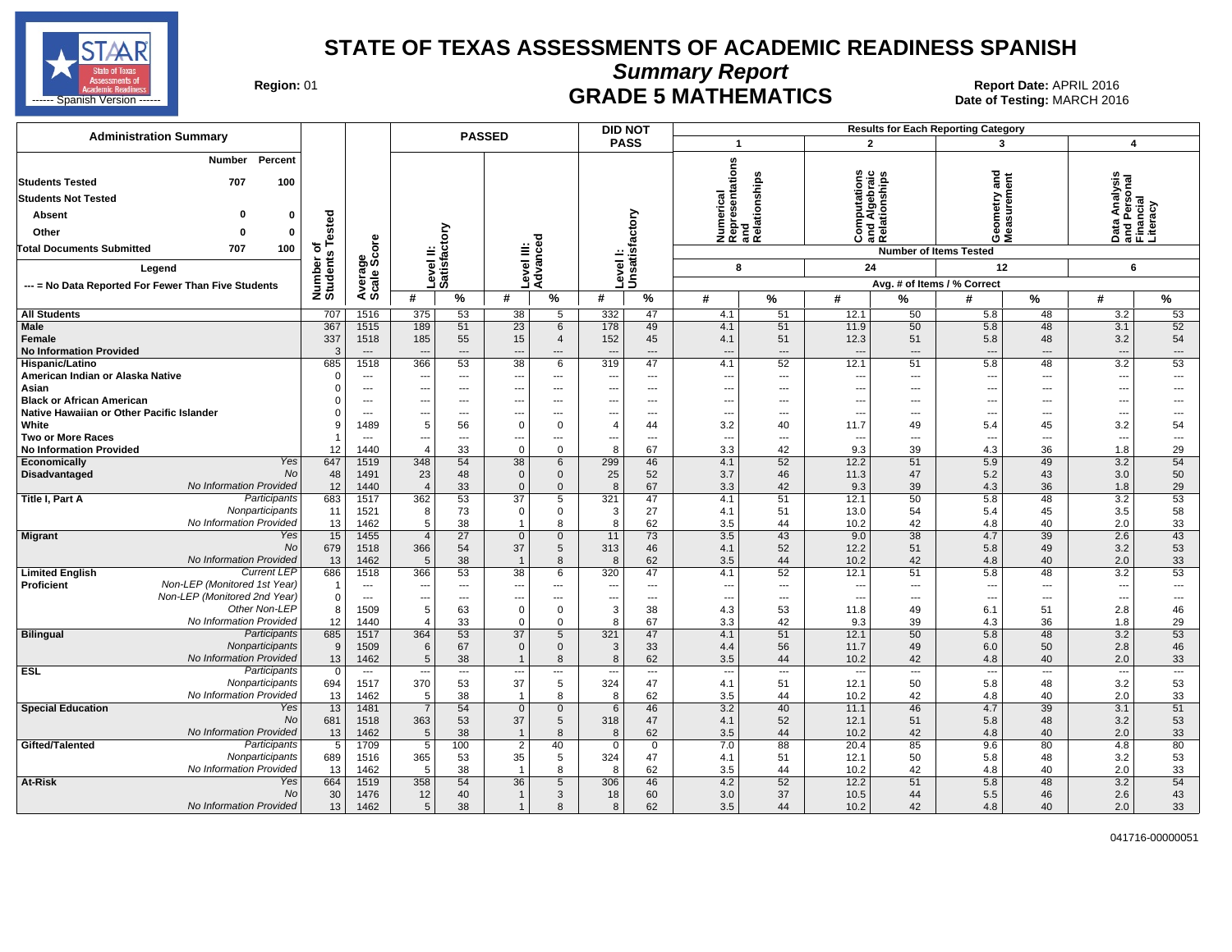# STATE OF TEXAS ASSESSMENTS OF ACADEMIC READINESS SPANISH

## Summary Report

## GRADE 5 MATHEMATICS

Region: 01

Report Date: APRIL 2016

Date of Testing: MARCH 2016

STAAR State of Texas Assessments of Academic Readiness ------ Spanish Version ------

**Administration Summary**

| | Number | Percent |
|---|---|---|
| Students Tested | 707 | 100 |
| Students Not Tested | | |
| Absent | 0 | 0 |
| Other | 0 | 0 |
| Total Documents Submitted | 707 | 100 |

Legend

--- = No Data Reported For Fewer Than Five Students

| Group | | Number of Students Tested | Average Scale Score | PASSED Level II: Satisfactory # | PASSED Level II: Satisfactory % | PASSED Level III: Advanced # | PASSED Level III: Advanced % | DID NOT PASS Level I: Unsatisfactory # | DID NOT PASS Level I: Unsatisfactory % | 1 Numerical Representations and Relationships (8 items) # | 1 % | 2 Computations and Algebraic Relationships (24 items) # | 2 % | 3 Geometry and Measurement (12 items) # | 3 % | 4 Data Analysis and Personal Financial Literacy (6 items) # | 4 % |
|---|---|---|---|---|---|---|---|---|---|---|---|---|---|---|---|---|---|
| All Students | | 707 | 1516 | 375 | 53 | 38 | 5 | 332 | 47 | 4.1 | 51 | 12.1 | 50 | 5.8 | 48 | 3.2 | 53 |
| Male | | 367 | 1515 | 189 | 51 | 23 | 6 | 178 | 49 | 4.1 | 51 | 11.9 | 50 | 5.8 | 48 | 3.1 | 52 |
| Female | | 337 | 1518 | 185 | 55 | 15 | 4 | 152 | 45 | 4.1 | 51 | 12.3 | 51 | 5.8 | 48 | 3.2 | 54 |
| No Information Provided | | 3 | --- | --- | --- | --- | --- | --- | --- | --- | --- | --- | --- | --- | --- | --- | --- |
| Hispanic/Latino | | 685 | 1518 | 366 | 53 | 38 | 6 | 319 | 47 | 4.1 | 52 | 12.1 | 51 | 5.8 | 48 | 3.2 | 53 |
| American Indian or Alaska Native | | 0 | --- | --- | --- | --- | --- | --- | --- | --- | --- | --- | --- | --- | --- | --- | --- |
| Asian | | 0 | --- | --- | --- | --- | --- | --- | --- | --- | --- | --- | --- | --- | --- | --- | --- |
| Black or African American | | 0 | --- | --- | --- | --- | --- | --- | --- | --- | --- | --- | --- | --- | --- | --- | --- |
| Native Hawaiian or Other Pacific Islander | | 0 | --- | --- | --- | --- | --- | --- | --- | --- | --- | --- | --- | --- | --- | --- | --- |
| White | | 9 | 1489 | 5 | 56 | 0 | 0 | 4 | 44 | 3.2 | 40 | 11.7 | 49 | 5.4 | 45 | 3.2 | 54 |
| Two or More Races | | 1 | --- | --- | --- | --- | --- | --- | --- | --- | --- | --- | --- | --- | --- | --- | --- |
| No Information Provided | | 12 | 1440 | 4 | 33 | 0 | 0 | 8 | 67 | 3.3 | 42 | 9.3 | 39 | 4.3 | 36 | 1.8 | 29 |
| Economically Disadvantaged | Yes | 647 | 1519 | 348 | 54 | 38 | 6 | 299 | 46 | 4.1 | 52 | 12.2 | 51 | 5.9 | 49 | 3.2 | 54 |
| | No | 48 | 1491 | 23 | 48 | 0 | 0 | 25 | 52 | 3.7 | 46 | 11.3 | 47 | 5.2 | 43 | 3.0 | 50 |
| | No Information Provided | 12 | 1440 | 4 | 33 | 0 | 0 | 8 | 67 | 3.3 | 42 | 9.3 | 39 | 4.3 | 36 | 1.8 | 29 |
| Title I, Part A | Participants | 683 | 1517 | 362 | 53 | 37 | 5 | 321 | 47 | 4.1 | 51 | 12.1 | 50 | 5.8 | 48 | 3.2 | 53 |
| | Nonparticipants | 11 | 1521 | 8 | 73 | 0 | 0 | 3 | 27 | 4.1 | 51 | 13.0 | 54 | 5.4 | 45 | 3.5 | 58 |
| | No Information Provided | 13 | 1462 | 5 | 38 | 1 | 8 | 8 | 62 | 3.5 | 44 | 10.2 | 42 | 4.8 | 40 | 2.0 | 33 |
| Migrant | Yes | 15 | 1455 | 4 | 27 | 0 | 0 | 11 | 73 | 3.5 | 43 | 9.0 | 38 | 4.7 | 39 | 2.6 | 43 |
| | No | 679 | 1518 | 366 | 54 | 37 | 5 | 313 | 46 | 4.1 | 52 | 12.2 | 51 | 5.8 | 49 | 3.2 | 53 |
| | No Information Provided | 13 | 1462 | 5 | 38 | 1 | 8 | 8 | 62 | 3.5 | 44 | 10.2 | 42 | 4.8 | 40 | 2.0 | 33 |
| Limited English Proficient | Current LEP | 686 | 1518 | 366 | 53 | 38 | 6 | 320 | 47 | 4.1 | 52 | 12.1 | 51 | 5.8 | 48 | 3.2 | 53 |
| | Non-LEP (Monitored 1st Year) | 1 | --- | --- | --- | --- | --- | --- | --- | --- | --- | --- | --- | --- | --- | --- | --- |
| | Non-LEP (Monitored 2nd Year) | 0 | --- | --- | --- | --- | --- | --- | --- | --- | --- | --- | --- | --- | --- | --- | --- |
| | Other Non-LEP | 8 | 1509 | 5 | 63 | 0 | 0 | 3 | 38 | 4.3 | 53 | 11.8 | 49 | 6.1 | 51 | 2.8 | 46 |
| | No Information Provided | 12 | 1440 | 4 | 33 | 0 | 0 | 8 | 67 | 3.3 | 42 | 9.3 | 39 | 4.3 | 36 | 1.8 | 29 |
| Bilingual | Participants | 685 | 1517 | 364 | 53 | 37 | 5 | 321 | 47 | 4.1 | 51 | 12.1 | 50 | 5.8 | 48 | 3.2 | 53 |
| | Nonparticipants | 9 | 1509 | 6 | 67 | 0 | 0 | 3 | 33 | 4.4 | 56 | 11.7 | 49 | 6.0 | 50 | 2.8 | 46 |
| | No Information Provided | 13 | 1462 | 5 | 38 | 1 | 8 | 8 | 62 | 3.5 | 44 | 10.2 | 42 | 4.8 | 40 | 2.0 | 33 |
| ESL | Participants | 0 | --- | --- | --- | --- | --- | --- | --- | --- | --- | --- | --- | --- | --- | --- | --- |
| | Nonparticipants | 694 | 1517 | 370 | 53 | 37 | 5 | 324 | 47 | 4.1 | 51 | 12.1 | 50 | 5.8 | 48 | 3.2 | 53 |
| | No Information Provided | 13 | 1462 | 5 | 38 | 1 | 8 | 8 | 62 | 3.5 | 44 | 10.2 | 42 | 4.8 | 40 | 2.0 | 33 |
| Special Education | Yes | 13 | 1481 | 7 | 54 | 0 | 0 | 6 | 46 | 3.2 | 40 | 11.1 | 46 | 4.7 | 39 | 3.1 | 51 |
| | No | 681 | 1518 | 363 | 53 | 37 | 5 | 318 | 47 | 4.1 | 52 | 12.1 | 51 | 5.8 | 48 | 3.2 | 53 |
| | No Information Provided | 13 | 1462 | 5 | 38 | 1 | 8 | 8 | 62 | 3.5 | 44 | 10.2 | 42 | 4.8 | 40 | 2.0 | 33 |
| Gifted/Talented | Participants | 5 | 1709 | 5 | 100 | 2 | 40 | 0 | 0 | 7.0 | 88 | 20.4 | 85 | 9.6 | 80 | 4.8 | 80 |
| | Nonparticipants | 689 | 1516 | 365 | 53 | 35 | 5 | 324 | 47 | 4.1 | 51 | 12.1 | 50 | 5.8 | 48 | 3.2 | 53 |
| | No Information Provided | 13 | 1462 | 5 | 38 | 1 | 8 | 8 | 62 | 3.5 | 44 | 10.2 | 42 | 4.8 | 40 | 2.0 | 33 |
| At-Risk | Yes | 664 | 1519 | 358 | 54 | 36 | 5 | 306 | 46 | 4.2 | 52 | 12.2 | 51 | 5.8 | 48 | 3.2 | 54 |
| | No | 30 | 1476 | 12 | 40 | 1 | 3 | 18 | 60 | 3.0 | 37 | 10.5 | 44 | 5.5 | 46 | 2.6 | 43 |
| | No Information Provided | 13 | 1462 | 5 | 38 | 1 | 8 | 8 | 62 | 3.5 | 44 | 10.2 | 42 | 4.8 | 40 | 2.0 | 33 |

Results for Each Reporting Category: Number of Items Tested; Avg. # of Items / % Correct

041716-00000051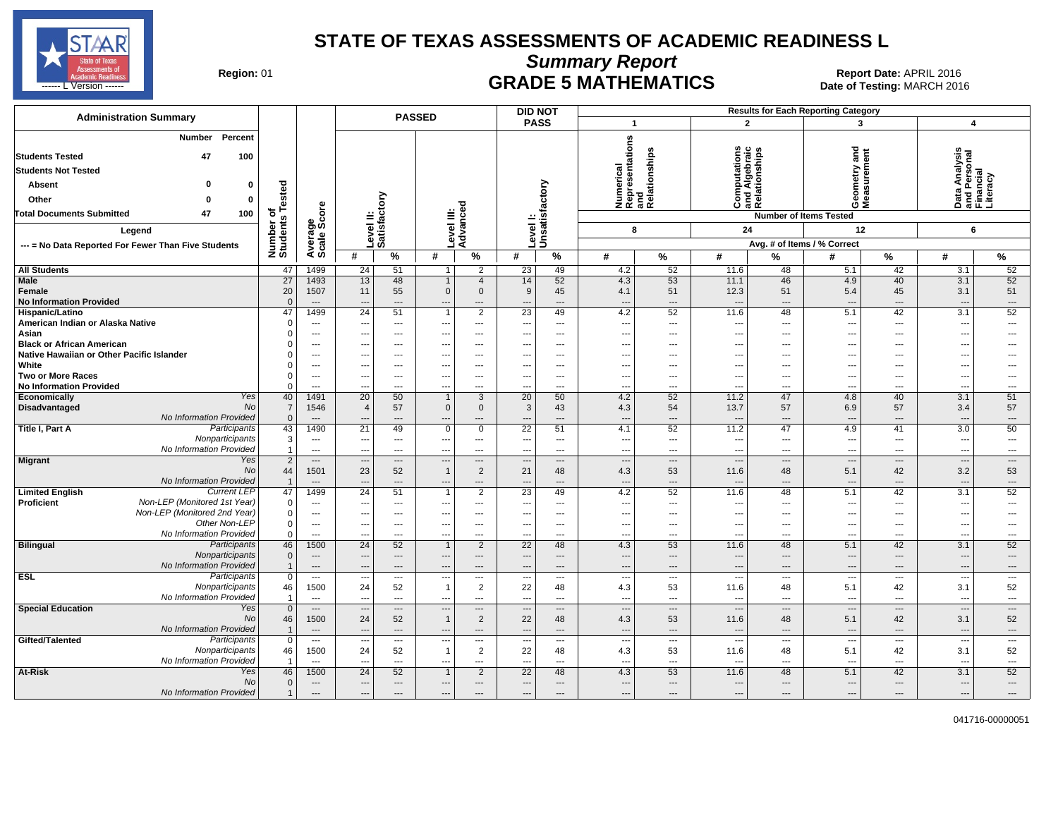# STATE OF TEXAS ASSESSMENTS OF ACADEMIC READINESS L

## *Summary Report*

## GRADE 5 MATHEMATICS

**Region:** 01

**Report Date:** APRIL 2016
**Date of Testing:** MARCH 2016

| Administration Summary | Number | Percent |
|---|---|---|
| Students Tested | 47 | 100 |
| Students Not Tested | | |
| Absent | 0 | 0 |
| Other | 0 | 0 |
| Total Documents Submitted | 47 | 100 |

Legend
--- = No Data Reported For Fewer Than Five Students

Results for Each Reporting Category: 1 – Numerical Representations and Relationships (8 items); 2 – Computations and Algebraic Relationships (24 items); 3 – Geometry and Measurement (12 items); 4 – Data Analysis and Personal Financial Literacy (6 items). Values are Avg. # of Items / % Correct.

| Group | | Number of Students Tested | Average Scale Score | Passed Level II: Satisfactory # | Passed Level II: Satisfactory % | Passed Level III: Advanced # | Passed Level III: Advanced % | Did Not Pass Level I: Unsatisfactory # | Did Not Pass Level I: Unsatisfactory % | Cat. 1 # | Cat. 1 % | Cat. 2 # | Cat. 2 % | Cat. 3 # | Cat. 3 % | Cat. 4 # | Cat. 4 % |
|---|---|---|---|---|---|---|---|---|---|---|---|---|---|---|---|---|---|
| All Students | | 47 | 1499 | 24 | 51 | 1 | 2 | 23 | 49 | 4.2 | 52 | 11.6 | 48 | 5.1 | 42 | 3.1 | 52 |
| Male | | 27 | 1493 | 13 | 48 | 1 | 4 | 14 | 52 | 4.3 | 53 | 11.1 | 46 | 4.9 | 40 | 3.1 | 52 |
| Female | | 20 | 1507 | 11 | 55 | 0 | 0 | 9 | 45 | 4.1 | 51 | 12.3 | 51 | 5.4 | 45 | 3.1 | 51 |
| No Information Provided | | 0 | --- | --- | --- | --- | --- | --- | --- | --- | --- | --- | --- | --- | --- | --- | --- |
| Hispanic/Latino | | 47 | 1499 | 24 | 51 | 1 | 2 | 23 | 49 | 4.2 | 52 | 11.6 | 48 | 5.1 | 42 | 3.1 | 52 |
| American Indian or Alaska Native | | 0 | --- | --- | --- | --- | --- | --- | --- | --- | --- | --- | --- | --- | --- | --- | --- |
| Asian | | 0 | --- | --- | --- | --- | --- | --- | --- | --- | --- | --- | --- | --- | --- | --- | --- |
| Black or African American | | 0 | --- | --- | --- | --- | --- | --- | --- | --- | --- | --- | --- | --- | --- | --- | --- |
| Native Hawaiian or Other Pacific Islander | | 0 | --- | --- | --- | --- | --- | --- | --- | --- | --- | --- | --- | --- | --- | --- | --- |
| White | | 0 | --- | --- | --- | --- | --- | --- | --- | --- | --- | --- | --- | --- | --- | --- | --- |
| Two or More Races | | 0 | --- | --- | --- | --- | --- | --- | --- | --- | --- | --- | --- | --- | --- | --- | --- |
| No Information Provided | | 0 | --- | --- | --- | --- | --- | --- | --- | --- | --- | --- | --- | --- | --- | --- | --- |
| Economically Disadvantaged | Yes | 40 | 1491 | 20 | 50 | 1 | 3 | 20 | 50 | 4.2 | 52 | 11.2 | 47 | 4.8 | 40 | 3.1 | 51 |
| | No | 7 | 1546 | 4 | 57 | 0 | 0 | 3 | 43 | 4.3 | 54 | 13.7 | 57 | 6.9 | 57 | 3.4 | 57 |
| | No Information Provided | 0 | --- | --- | --- | --- | --- | --- | --- | --- | --- | --- | --- | --- | --- | --- | --- |
| Title I, Part A | Participants | 43 | 1490 | 21 | 49 | 0 | 0 | 22 | 51 | 4.1 | 52 | 11.2 | 47 | 4.9 | 41 | 3.0 | 50 |
| | Nonparticipants | 3 | --- | --- | --- | --- | --- | --- | --- | --- | --- | --- | --- | --- | --- | --- | --- |
| | No Information Provided | 1 | --- | --- | --- | --- | --- | --- | --- | --- | --- | --- | --- | --- | --- | --- | --- |
| Migrant | Yes | 2 | --- | --- | --- | --- | --- | --- | --- | --- | --- | --- | --- | --- | --- | --- | --- |
| | No | 44 | 1501 | 23 | 52 | 1 | 2 | 21 | 48 | 4.3 | 53 | 11.6 | 48 | 5.1 | 42 | 3.2 | 53 |
| | No Information Provided | 1 | --- | --- | --- | --- | --- | --- | --- | --- | --- | --- | --- | --- | --- | --- | --- |
| Limited English Proficient | Current LEP | 47 | 1499 | 24 | 51 | 1 | 2 | 23 | 49 | 4.2 | 52 | 11.6 | 48 | 5.1 | 42 | 3.1 | 52 |
| | Non-LEP (Monitored 1st Year) | 0 | --- | --- | --- | --- | --- | --- | --- | --- | --- | --- | --- | --- | --- | --- | --- |
| | Non-LEP (Monitored 2nd Year) | 0 | --- | --- | --- | --- | --- | --- | --- | --- | --- | --- | --- | --- | --- | --- | --- |
| | Other Non-LEP | 0 | --- | --- | --- | --- | --- | --- | --- | --- | --- | --- | --- | --- | --- | --- | --- |
| | No Information Provided | 0 | --- | --- | --- | --- | --- | --- | --- | --- | --- | --- | --- | --- | --- | --- | --- |
| Bilingual | Participants | 46 | 1500 | 24 | 52 | 1 | 2 | 22 | 48 | 4.3 | 53 | 11.6 | 48 | 5.1 | 42 | 3.1 | 52 |
| | Nonparticipants | 0 | --- | --- | --- | --- | --- | --- | --- | --- | --- | --- | --- | --- | --- | --- | --- |
| | No Information Provided | 1 | --- | --- | --- | --- | --- | --- | --- | --- | --- | --- | --- | --- | --- | --- | --- |
| ESL | Participants | 0 | --- | --- | --- | --- | --- | --- | --- | --- | --- | --- | --- | --- | --- | --- | --- |
| | Nonparticipants | 46 | 1500 | 24 | 52 | 1 | 2 | 22 | 48 | 4.3 | 53 | 11.6 | 48 | 5.1 | 42 | 3.1 | 52 |
| | No Information Provided | 1 | --- | --- | --- | --- | --- | --- | --- | --- | --- | --- | --- | --- | --- | --- | --- |
| Special Education | Yes | 0 | --- | --- | --- | --- | --- | --- | --- | --- | --- | --- | --- | --- | --- | --- | --- |
| | No | 46 | 1500 | 24 | 52 | 1 | 2 | 22 | 48 | 4.3 | 53 | 11.6 | 48 | 5.1 | 42 | 3.1 | 52 |
| | No Information Provided | 1 | --- | --- | --- | --- | --- | --- | --- | --- | --- | --- | --- | --- | --- | --- | --- |
| Gifted/Talented | Participants | 0 | --- | --- | --- | --- | --- | --- | --- | --- | --- | --- | --- | --- | --- | --- | --- |
| | Nonparticipants | 46 | 1500 | 24 | 52 | 1 | 2 | 22 | 48 | 4.3 | 53 | 11.6 | 48 | 5.1 | 42 | 3.1 | 52 |
| | No Information Provided | 1 | --- | --- | --- | --- | --- | --- | --- | --- | --- | --- | --- | --- | --- | --- | --- |
| At-Risk | Yes | 46 | 1500 | 24 | 52 | 1 | 2 | 22 | 48 | 4.3 | 53 | 11.6 | 48 | 5.1 | 42 | 3.1 | 52 |
| | No | 0 | --- | --- | --- | --- | --- | --- | --- | --- | --- | --- | --- | --- | --- | --- | --- |
| | No Information Provided | 1 | --- | --- | --- | --- | --- | --- | --- | --- | --- | --- | --- | --- | --- | --- | --- |

041716-00000051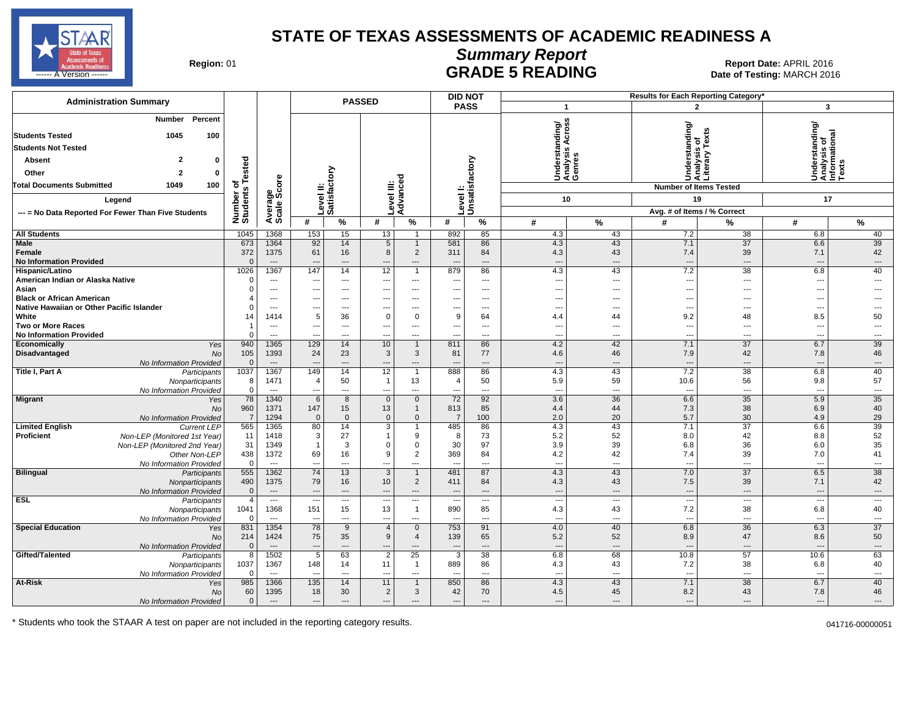# STATE OF TEXAS ASSESSMENTS OF ACADEMIC READINESS A

## Summary Report

## GRADE 5 READING

**Region:** 01

**Report Date:** APRIL 2016
**Date of Testing:** MARCH 2016

| Administration Summary | Number | Percent |
|---|---|---|
| Students Tested | 1045 | 100 |
| Students Not Tested | | |
| Absent | 2 | 0 |
| Other | 2 | 0 |
| Total Documents Submitted | 1049 | 100 |

Legend

--- = No Data Reported For Fewer Than Five Students

Results for Each Reporting Category*: 1 = Understanding/Analysis Across Genres (Number of Items Tested: 10); 2 = Understanding/Analysis of Literary Texts (Number of Items Tested: 19); 3 = Understanding/Analysis of Informational Texts (Number of Items Tested: 17). Avg. # of Items / % Correct.

| Group | Subgroup | Number of Students Tested | Average Scale Score | Level II: Satisfactory # | Level II: Satisfactory % | Level III: Advanced # | Level III: Advanced % | Level I: Unsatisfactory # | Level I: Unsatisfactory % | Cat. 1 # | Cat. 1 % | Cat. 2 # | Cat. 2 % | Cat. 3 # | Cat. 3 % |
|---|---|---|---|---|---|---|---|---|---|---|---|---|---|---|---|
| All Students | | 1045 | 1368 | 153 | 15 | 13 | 1 | 892 | 85 | 4.3 | 43 | 7.2 | 38 | 6.8 | 40 |
| Male | | 673 | 1364 | 92 | 14 | 5 | 1 | 581 | 86 | 4.3 | 43 | 7.1 | 37 | 6.6 | 39 |
| Female | | 372 | 1375 | 61 | 16 | 8 | 2 | 311 | 84 | 4.3 | 43 | 7.4 | 39 | 7.1 | 42 |
| No Information Provided | | 0 | --- | --- | --- | --- | --- | --- | --- | --- | --- | --- | --- | --- | --- |
| Hispanic/Latino | | 1026 | 1367 | 147 | 14 | 12 | 1 | 879 | 86 | 4.3 | 43 | 7.2 | 38 | 6.8 | 40 |
| American Indian or Alaska Native | | 0 | --- | --- | --- | --- | --- | --- | --- | --- | --- | --- | --- | --- | --- |
| Asian | | 0 | --- | --- | --- | --- | --- | --- | --- | --- | --- | --- | --- | --- | --- |
| Black or African American | | 4 | --- | --- | --- | --- | --- | --- | --- | --- | --- | --- | --- | --- | --- |
| Native Hawaiian or Other Pacific Islander | | 0 | --- | --- | --- | --- | --- | --- | --- | --- | --- | --- | --- | --- | --- |
| White | | 14 | 1414 | 5 | 36 | 0 | 0 | 9 | 64 | 4.4 | 44 | 9.2 | 48 | 8.5 | 50 |
| Two or More Races | | 1 | --- | --- | --- | --- | --- | --- | --- | --- | --- | --- | --- | --- | --- |
| No Information Provided | | 0 | --- | --- | --- | --- | --- | --- | --- | --- | --- | --- | --- | --- | --- |
| Economically Disadvantaged | Yes | 940 | 1365 | 129 | 14 | 10 | 1 | 811 | 86 | 4.2 | 42 | 7.1 | 37 | 6.7 | 39 |
| | No | 105 | 1393 | 24 | 23 | 3 | 3 | 81 | 77 | 4.6 | 46 | 7.9 | 42 | 7.8 | 46 |
| | No Information Provided | 0 | --- | --- | --- | --- | --- | --- | --- | --- | --- | --- | --- | --- | --- |
| Title I, Part A | Participants | 1037 | 1367 | 149 | 14 | 12 | 1 | 888 | 86 | 4.3 | 43 | 7.2 | 38 | 6.8 | 40 |
| | Nonparticipants | 8 | 1471 | 4 | 50 | 1 | 13 | 4 | 50 | 5.9 | 59 | 10.6 | 56 | 9.8 | 57 |
| | No Information Provided | 0 | --- | --- | --- | --- | --- | --- | --- | --- | --- | --- | --- | --- | --- |
| Migrant | Yes | 78 | 1340 | 6 | 8 | 0 | 0 | 72 | 92 | 3.6 | 36 | 6.6 | 35 | 5.9 | 35 |
| | No | 960 | 1371 | 147 | 15 | 13 | 1 | 813 | 85 | 4.4 | 44 | 7.3 | 38 | 6.9 | 40 |
| | No Information Provided | 7 | 1294 | 0 | 0 | 0 | 0 | 7 | 100 | 2.0 | 20 | 5.7 | 30 | 4.9 | 29 |
| Limited English Proficient | Current LEP | 565 | 1365 | 80 | 14 | 3 | 1 | 485 | 86 | 4.3 | 43 | 7.1 | 37 | 6.6 | 39 |
| | Non-LEP (Monitored 1st Year) | 11 | 1418 | 3 | 27 | 1 | 9 | 8 | 73 | 5.2 | 52 | 8.0 | 42 | 8.8 | 52 |
| | Non-LEP (Monitored 2nd Year) | 31 | 1349 | 1 | 3 | 0 | 0 | 30 | 97 | 3.9 | 39 | 6.8 | 36 | 6.0 | 35 |
| | Other Non-LEP | 438 | 1372 | 69 | 16 | 9 | 2 | 369 | 84 | 4.2 | 42 | 7.4 | 39 | 7.0 | 41 |
| | No Information Provided | 0 | --- | --- | --- | --- | --- | --- | --- | --- | --- | --- | --- | --- | --- |
| Bilingual | Participants | 555 | 1362 | 74 | 13 | 3 | 1 | 481 | 87 | 4.3 | 43 | 7.0 | 37 | 6.5 | 38 |
| | Nonparticipants | 490 | 1375 | 79 | 16 | 10 | 2 | 411 | 84 | 4.3 | 43 | 7.5 | 39 | 7.1 | 42 |
| | No Information Provided | 0 | --- | --- | --- | --- | --- | --- | --- | --- | --- | --- | --- | --- | --- |
| ESL | Participants | 4 | --- | --- | --- | --- | --- | --- | --- | --- | --- | --- | --- | --- | --- |
| | Nonparticipants | 1041 | 1368 | 151 | 15 | 13 | 1 | 890 | 85 | 4.3 | 43 | 7.2 | 38 | 6.8 | 40 |
| | No Information Provided | 0 | --- | --- | --- | --- | --- | --- | --- | --- | --- | --- | --- | --- | --- |
| Special Education | Yes | 831 | 1354 | 78 | 9 | 4 | 0 | 753 | 91 | 4.0 | 40 | 6.8 | 36 | 6.3 | 37 |
| | No | 214 | 1424 | 75 | 35 | 9 | 4 | 139 | 65 | 5.2 | 52 | 8.9 | 47 | 8.6 | 50 |
| | No Information Provided | 0 | --- | --- | --- | --- | --- | --- | --- | --- | --- | --- | --- | --- | --- |
| Gifted/Talented | Participants | 8 | 1502 | 5 | 63 | 2 | 25 | 3 | 38 | 6.8 | 68 | 10.8 | 57 | 10.6 | 63 |
| | Nonparticipants | 1037 | 1367 | 148 | 14 | 11 | 1 | 889 | 86 | 4.3 | 43 | 7.2 | 38 | 6.8 | 40 |
| | No Information Provided | 0 | --- | --- | --- | --- | --- | --- | --- | --- | --- | --- | --- | --- | --- |
| At-Risk | Yes | 985 | 1366 | 135 | 14 | 11 | 1 | 850 | 86 | 4.3 | 43 | 7.1 | 38 | 6.7 | 40 |
| | No | 60 | 1395 | 18 | 30 | 2 | 3 | 42 | 70 | 4.5 | 45 | 8.2 | 43 | 7.8 | 46 |
| | No Information Provided | 0 | --- | --- | --- | --- | --- | --- | --- | --- | --- | --- | --- | --- | --- |

\* Students who took the STAAR A test on paper are not included in the reporting category results.

041716-00000051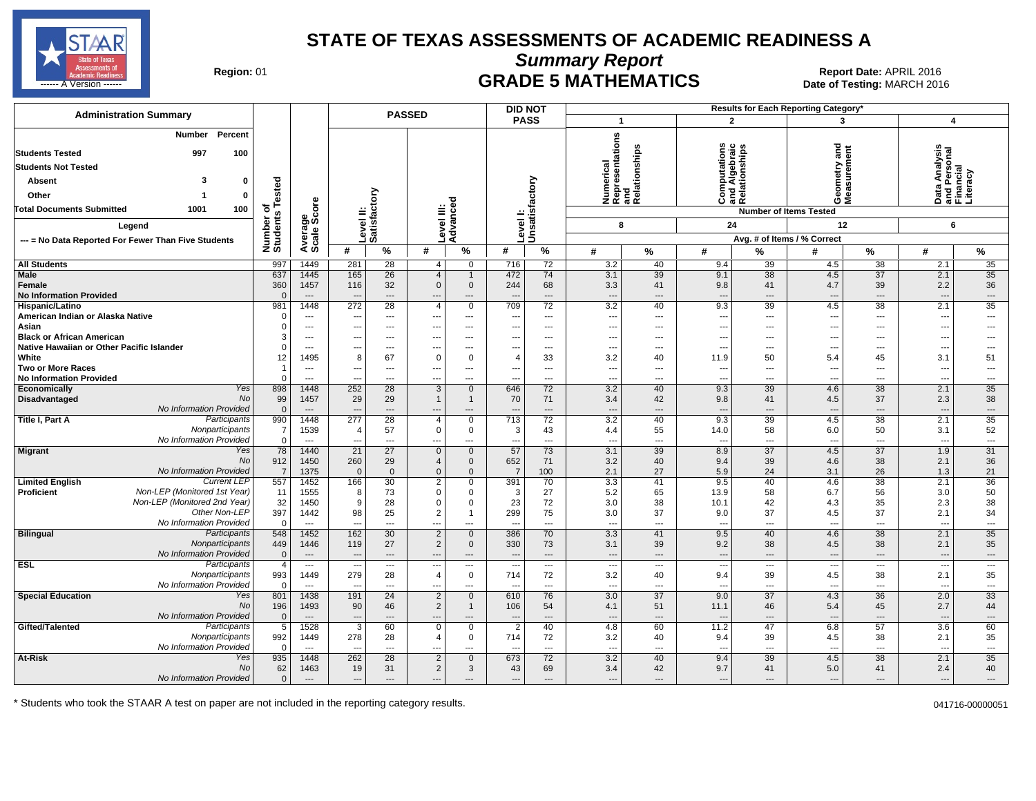# STATE OF TEXAS ASSESSMENTS OF ACADEMIC READINESS A

## Summary Report

## GRADE 5 MATHEMATICS

**Region:** 01

**Report Date:** APRIL 2016
**Date of Testing:** MARCH 2016

| Administration Summary | Number | Percent |
|---|---|---|
| Students Tested | 997 | 100 |
| Students Not Tested | | |
| Absent | 3 | 0 |
| Other | 1 | 0 |
| Total Documents Submitted | 1001 | 100 |

Legend

--- = No Data Reported For Fewer Than Five Students

Results for Each Reporting Category*: 1 = Numerical Representations and Relationships (8 items); 2 = Computations and Algebraic Relationships (24 items); 3 = Geometry and Measurement (12 items); 4 = Data Analysis and Personal Financial Literacy (6 items). Values are Avg. # of Items / % Correct.

| Group | | Number of Students Tested | Average Scale Score | Level II: Satisfactory # | Level II: Satisfactory % | Level III: Advanced # | Level III: Advanced % | Did Not Pass Level I: Unsatisfactory # | Did Not Pass Level I: Unsatisfactory % | Cat 1 # | Cat 1 % | Cat 2 # | Cat 2 % | Cat 3 # | Cat 3 % | Cat 4 # | Cat 4 % |
|---|---|---|---|---|---|---|---|---|---|---|---|---|---|---|---|---|---|
| All Students | | 997 | 1449 | 281 | 28 | 4 | 0 | 716 | 72 | 3.2 | 40 | 9.4 | 39 | 4.5 | 38 | 2.1 | 35 |
| Male | | 637 | 1445 | 165 | 26 | 4 | 1 | 472 | 74 | 3.1 | 39 | 9.1 | 38 | 4.5 | 37 | 2.1 | 35 |
| Female | | 360 | 1457 | 116 | 32 | 0 | 0 | 244 | 68 | 3.3 | 41 | 9.8 | 41 | 4.7 | 39 | 2.2 | 36 |
| No Information Provided | | 0 | --- | --- | --- | --- | --- | --- | --- | --- | --- | --- | --- | --- | --- | --- | --- |
| Hispanic/Latino | | 981 | 1448 | 272 | 28 | 4 | 0 | 709 | 72 | 3.2 | 40 | 9.3 | 39 | 4.5 | 38 | 2.1 | 35 |
| American Indian or Alaska Native | | 0 | --- | --- | --- | --- | --- | --- | --- | --- | --- | --- | --- | --- | --- | --- | --- |
| Asian | | 0 | --- | --- | --- | --- | --- | --- | --- | --- | --- | --- | --- | --- | --- | --- | --- |
| Black or African American | | 3 | --- | --- | --- | --- | --- | --- | --- | --- | --- | --- | --- | --- | --- | --- | --- |
| Native Hawaiian or Other Pacific Islander | | 0 | --- | --- | --- | --- | --- | --- | --- | --- | --- | --- | --- | --- | --- | --- | --- |
| White | | 12 | 1495 | 8 | 67 | 0 | 0 | 4 | 33 | 3.2 | 40 | 11.9 | 50 | 5.4 | 45 | 3.1 | 51 |
| Two or More Races | | 1 | --- | --- | --- | --- | --- | --- | --- | --- | --- | --- | --- | --- | --- | --- | --- |
| No Information Provided | | 0 | --- | --- | --- | --- | --- | --- | --- | --- | --- | --- | --- | --- | --- | --- | --- |
| Economically Disadvantaged | Yes | 898 | 1448 | 252 | 28 | 3 | 0 | 646 | 72 | 3.2 | 40 | 9.3 | 39 | 4.6 | 38 | 2.1 | 35 |
| | No | 99 | 1457 | 29 | 29 | 1 | 1 | 70 | 71 | 3.4 | 42 | 9.8 | 41 | 4.5 | 37 | 2.3 | 38 |
| | No Information Provided | 0 | --- | --- | --- | --- | --- | --- | --- | --- | --- | --- | --- | --- | --- | --- | --- |
| Title I, Part A | Participants | 990 | 1448 | 277 | 28 | 4 | 0 | 713 | 72 | 3.2 | 40 | 9.3 | 39 | 4.5 | 38 | 2.1 | 35 |
| | Nonparticipants | 7 | 1539 | 4 | 57 | 0 | 0 | 3 | 43 | 4.4 | 55 | 14.0 | 58 | 6.0 | 50 | 3.1 | 52 |
| | No Information Provided | 0 | --- | --- | --- | --- | --- | --- | --- | --- | --- | --- | --- | --- | --- | --- | --- |
| Migrant | Yes | 78 | 1440 | 21 | 27 | 0 | 0 | 57 | 73 | 3.1 | 39 | 8.9 | 37 | 4.5 | 37 | 1.9 | 31 |
| | No | 912 | 1450 | 260 | 29 | 4 | 0 | 652 | 71 | 3.2 | 40 | 9.4 | 39 | 4.6 | 38 | 2.1 | 36 |
| | No Information Provided | 7 | 1375 | 0 | 0 | 0 | 0 | 7 | 100 | 2.1 | 27 | 5.9 | 24 | 3.1 | 26 | 1.3 | 21 |
| Limited English Proficient | Current LEP | 557 | 1452 | 166 | 30 | 2 | 0 | 391 | 70 | 3.3 | 41 | 9.5 | 40 | 4.6 | 38 | 2.1 | 36 |
| | Non-LEP (Monitored 1st Year) | 11 | 1555 | 8 | 73 | 0 | 0 | 3 | 27 | 5.2 | 65 | 13.9 | 58 | 6.7 | 56 | 3.0 | 50 |
| | Non-LEP (Monitored 2nd Year) | 32 | 1450 | 9 | 28 | 0 | 0 | 23 | 72 | 3.0 | 38 | 10.1 | 42 | 4.3 | 35 | 2.3 | 38 |
| | Other Non-LEP | 397 | 1442 | 98 | 25 | 2 | 1 | 299 | 75 | 3.0 | 37 | 9.0 | 37 | 4.5 | 37 | 2.1 | 34 |
| | No Information Provided | 0 | --- | --- | --- | --- | --- | --- | --- | --- | --- | --- | --- | --- | --- | --- | --- |
| Bilingual | Participants | 548 | 1452 | 162 | 30 | 2 | 0 | 386 | 70 | 3.3 | 41 | 9.5 | 40 | 4.6 | 38 | 2.1 | 35 |
| | Nonparticipants | 449 | 1446 | 119 | 27 | 2 | 0 | 330 | 73 | 3.1 | 39 | 9.2 | 38 | 4.5 | 38 | 2.1 | 35 |
| | No Information Provided | 0 | --- | --- | --- | --- | --- | --- | --- | --- | --- | --- | --- | --- | --- | --- | --- |
| ESL | Participants | 4 | --- | --- | --- | --- | --- | --- | --- | --- | --- | --- | --- | --- | --- | --- | --- |
| | Nonparticipants | 993 | 1449 | 279 | 28 | 4 | 0 | 714 | 72 | 3.2 | 40 | 9.4 | 39 | 4.5 | 38 | 2.1 | 35 |
| | No Information Provided | 0 | --- | --- | --- | --- | --- | --- | --- | --- | --- | --- | --- | --- | --- | --- | --- |
| Special Education | Yes | 801 | 1438 | 191 | 24 | 2 | 0 | 610 | 76 | 3.0 | 37 | 9.0 | 37 | 4.3 | 36 | 2.0 | 33 |
| | No | 196 | 1493 | 90 | 46 | 2 | 1 | 106 | 54 | 4.1 | 51 | 11.1 | 46 | 5.4 | 45 | 2.7 | 44 |
| | No Information Provided | 0 | --- | --- | --- | --- | --- | --- | --- | --- | --- | --- | --- | --- | --- | --- | --- |
| Gifted/Talented | Participants | 5 | 1528 | 3 | 60 | 0 | 0 | 2 | 40 | 4.8 | 60 | 11.2 | 47 | 6.8 | 57 | 3.6 | 60 |
| | Nonparticipants | 992 | 1449 | 278 | 28 | 4 | 0 | 714 | 72 | 3.2 | 40 | 9.4 | 39 | 4.5 | 38 | 2.1 | 35 |
| | No Information Provided | 0 | --- | --- | --- | --- | --- | --- | --- | --- | --- | --- | --- | --- | --- | --- | --- |
| At-Risk | Yes | 935 | 1448 | 262 | 28 | 2 | 0 | 673 | 72 | 3.2 | 40 | 9.4 | 39 | 4.5 | 38 | 2.1 | 35 |
| | No | 62 | 1463 | 19 | 31 | 2 | 3 | 43 | 69 | 3.4 | 42 | 9.7 | 41 | 5.0 | 41 | 2.4 | 40 |
| | No Information Provided | 0 | --- | --- | --- | --- | --- | --- | --- | --- | --- | --- | --- | --- | --- | --- | --- |

\* Students who took the STAAR A test on paper are not included in the reporting category results.

041716-00000051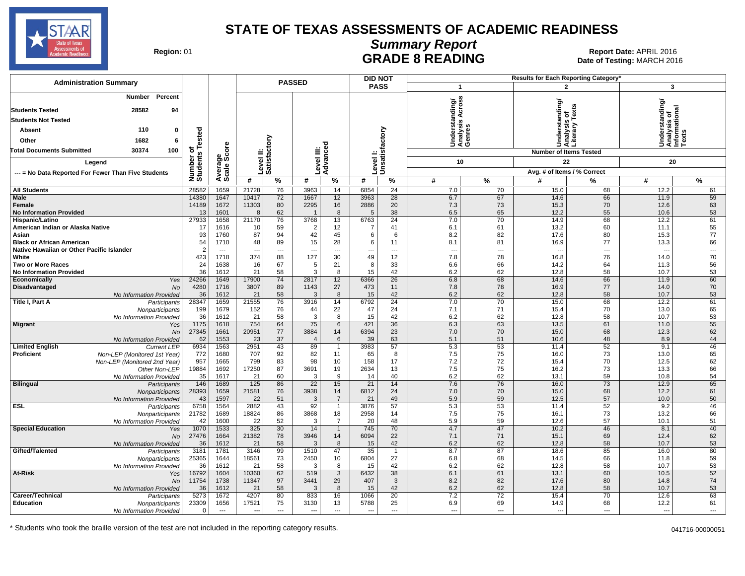# STATE OF TEXAS ASSESSMENTS OF ACADEMIC READINESS

## Summary Report

## GRADE 8 READING

Region: 01

Report Date: APRIL 2016

Date of Testing: MARCH 2016

| Administration Summary | Number | Percent |
|---|---|---|
| Students Tested | 28582 | 94 |
| Students Not Tested | | |
| Absent | 110 | 0 |
| Other | 1682 | 6 |
| Total Documents Submitted | 30374 | 100 |

Legend

--- = No Data Reported For Fewer Than Five Students

Results for Each Reporting Category*: 1 = Understanding/Analysis Across Genres (Number of Items Tested: 10); 2 = Understanding/Analysis of Literary Texts (Number of Items Tested: 22); 3 = Understanding/Analysis of Informational Texts (Number of Items Tested: 20). Avg. # of Items / % Correct.

| Group | | Number of Students Tested | Average Scale Score | PASSED Level II: Satisfactory # | PASSED Level II: Satisfactory % | PASSED Level III: Advanced # | PASSED Level III: Advanced % | DID NOT PASS Level I: Unsatisfactory # | DID NOT PASS Level I: Unsatisfactory % | Cat. 1 # | Cat. 1 % | Cat. 2 # | Cat. 2 % | Cat. 3 # | Cat. 3 % |
|---|---|---|---|---|---|---|---|---|---|---|---|---|---|---|---|
| All Students | | 28582 | 1659 | 21728 | 76 | 3963 | 14 | 6854 | 24 | 7.0 | 70 | 15.0 | 68 | 12.2 | 61 |
| Male | | 14380 | 1647 | 10417 | 72 | 1667 | 12 | 3963 | 28 | 6.7 | 67 | 14.6 | 66 | 11.9 | 59 |
| Female | | 14189 | 1672 | 11303 | 80 | 2295 | 16 | 2886 | 20 | 7.3 | 73 | 15.3 | 70 | 12.6 | 63 |
| No Information Provided | | 13 | 1601 | 8 | 62 | 1 | 8 | 5 | 38 | 6.5 | 65 | 12.2 | 55 | 10.6 | 53 |
| Hispanic/Latino | | 27933 | 1658 | 21170 | 76 | 3768 | 13 | 6763 | 24 | 7.0 | 70 | 14.9 | 68 | 12.2 | 61 |
| American Indian or Alaska Native | | 17 | 1616 | 10 | 59 | 2 | 12 | 7 | 41 | 6.1 | 61 | 13.2 | 60 | 11.1 | 55 |
| Asian | | 93 | 1760 | 87 | 94 | 42 | 45 | 6 | 6 | 8.2 | 82 | 17.6 | 80 | 15.3 | 77 |
| Black or African American | | 54 | 1710 | 48 | 89 | 15 | 28 | 6 | 11 | 8.1 | 81 | 16.9 | 77 | 13.3 | 66 |
| Native Hawaiian or Other Pacific Islander | | 2 | --- | --- | --- | --- | --- | --- | --- | --- | --- | --- | --- | --- | --- |
| White | | 423 | 1718 | 374 | 88 | 127 | 30 | 49 | 12 | 7.8 | 78 | 16.8 | 76 | 14.0 | 70 |
| Two or More Races | | 24 | 1638 | 16 | 67 | 5 | 21 | 8 | 33 | 6.6 | 66 | 14.2 | 64 | 11.3 | 56 |
| No Information Provided | | 36 | 1612 | 21 | 58 | 3 | 8 | 15 | 42 | 6.2 | 62 | 12.8 | 58 | 10.7 | 53 |
| Economically Disadvantaged | Yes | 24266 | 1649 | 17900 | 74 | 2817 | 12 | 6366 | 26 | 6.8 | 68 | 14.6 | 66 | 11.9 | 60 |
| | No | 4280 | 1716 | 3807 | 89 | 1143 | 27 | 473 | 11 | 7.8 | 78 | 16.9 | 77 | 14.0 | 70 |
| | No Information Provided | 36 | 1612 | 21 | 58 | 3 | 8 | 15 | 42 | 6.2 | 62 | 12.8 | 58 | 10.7 | 53 |
| Title I, Part A | Participants | 28347 | 1659 | 21555 | 76 | 3916 | 14 | 6792 | 24 | 7.0 | 70 | 15.0 | 68 | 12.2 | 61 |
| | Nonparticipants | 199 | 1679 | 152 | 76 | 44 | 22 | 47 | 24 | 7.1 | 71 | 15.4 | 70 | 13.0 | 65 |
| | No Information Provided | 36 | 1612 | 21 | 58 | 3 | 8 | 15 | 42 | 6.2 | 62 | 12.8 | 58 | 10.7 | 53 |
| Migrant | Yes | 1175 | 1618 | 754 | 64 | 75 | 6 | 421 | 36 | 6.3 | 63 | 13.5 | 61 | 11.0 | 55 |
| | No | 27345 | 1661 | 20951 | 77 | 3884 | 14 | 6394 | 23 | 7.0 | 70 | 15.0 | 68 | 12.3 | 62 |
| | No Information Provided | 62 | 1553 | 23 | 37 | 4 | 6 | 39 | 63 | 5.1 | 51 | 10.6 | 48 | 8.9 | 44 |
| Limited English Proficient | Current LEP | 6934 | 1563 | 2951 | 43 | 89 | 1 | 3983 | 57 | 5.3 | 53 | 11.4 | 52 | 9.1 | 46 |
| | Non-LEP (Monitored 1st Year) | 772 | 1680 | 707 | 92 | 82 | 11 | 65 | 8 | 7.5 | 75 | 16.0 | 73 | 13.0 | 65 |
| | Non-LEP (Monitored 2nd Year) | 957 | 1665 | 799 | 83 | 98 | 10 | 158 | 17 | 7.2 | 72 | 15.4 | 70 | 12.5 | 62 |
| | Other Non-LEP | 19884 | 1692 | 17250 | 87 | 3691 | 19 | 2634 | 13 | 7.5 | 75 | 16.2 | 73 | 13.3 | 66 |
| | No Information Provided | 35 | 1617 | 21 | 60 | 3 | 9 | 14 | 40 | 6.2 | 62 | 13.1 | 59 | 10.8 | 54 |
| Bilingual | Participants | 146 | 1689 | 125 | 86 | 22 | 15 | 21 | 14 | 7.6 | 76 | 16.0 | 73 | 12.9 | 65 |
| | Nonparticipants | 28393 | 1659 | 21581 | 76 | 3938 | 14 | 6812 | 24 | 7.0 | 70 | 15.0 | 68 | 12.2 | 61 |
| | No Information Provided | 43 | 1597 | 22 | 51 | 3 | 7 | 21 | 49 | 5.9 | 59 | 12.5 | 57 | 10.0 | 50 |
| ESL | Participants | 6758 | 1564 | 2882 | 43 | 92 | 1 | 3876 | 57 | 5.3 | 53 | 11.4 | 52 | 9.2 | 46 |
| | Nonparticipants | 21782 | 1689 | 18824 | 86 | 3868 | 18 | 2958 | 14 | 7.5 | 75 | 16.1 | 73 | 13.2 | 66 |
| | No Information Provided | 42 | 1600 | 22 | 52 | 3 | 7 | 20 | 48 | 5.9 | 59 | 12.6 | 57 | 10.1 | 51 |
| Special Education | Yes | 1070 | 1533 | 325 | 30 | 14 | 1 | 745 | 70 | 4.7 | 47 | 10.2 | 46 | 8.1 | 40 |
| | No | 27476 | 1664 | 21382 | 78 | 3946 | 14 | 6094 | 22 | 7.1 | 71 | 15.1 | 69 | 12.4 | 62 |
| | No Information Provided | 36 | 1612 | 21 | 58 | 3 | 8 | 15 | 42 | 6.2 | 62 | 12.8 | 58 | 10.7 | 53 |
| Gifted/Talented | Participants | 3181 | 1781 | 3146 | 99 | 1510 | 47 | 35 | 1 | 8.7 | 87 | 18.6 | 85 | 16.0 | 80 |
| | Nonparticipants | 25365 | 1644 | 18561 | 73 | 2450 | 10 | 6804 | 27 | 6.8 | 68 | 14.5 | 66 | 11.8 | 59 |
| | No Information Provided | 36 | 1612 | 21 | 58 | 3 | 8 | 15 | 42 | 6.2 | 62 | 12.8 | 58 | 10.7 | 53 |
| At-Risk | Yes | 16792 | 1604 | 10360 | 62 | 519 | 3 | 6432 | 38 | 6.1 | 61 | 13.1 | 60 | 10.5 | 52 |
| | No | 11754 | 1738 | 11347 | 97 | 3441 | 29 | 407 | 3 | 8.2 | 82 | 17.6 | 80 | 14.8 | 74 |
| | No Information Provided | 36 | 1612 | 21 | 58 | 3 | 8 | 15 | 42 | 6.2 | 62 | 12.8 | 58 | 10.7 | 53 |
| Career/Technical Education | Participants | 5273 | 1672 | 4207 | 80 | 833 | 16 | 1066 | 20 | 7.2 | 72 | 15.4 | 70 | 12.6 | 63 |
| | Nonparticipants | 23309 | 1656 | 17521 | 75 | 3130 | 13 | 5788 | 25 | 6.9 | 69 | 14.9 | 68 | 12.2 | 61 |
| | No Information Provided | 0 | --- | --- | --- | --- | --- | --- | --- | --- | --- | --- | --- | --- | --- |

\* Students who took the braille version of the test are not included in the reporting category results.

041716-00000051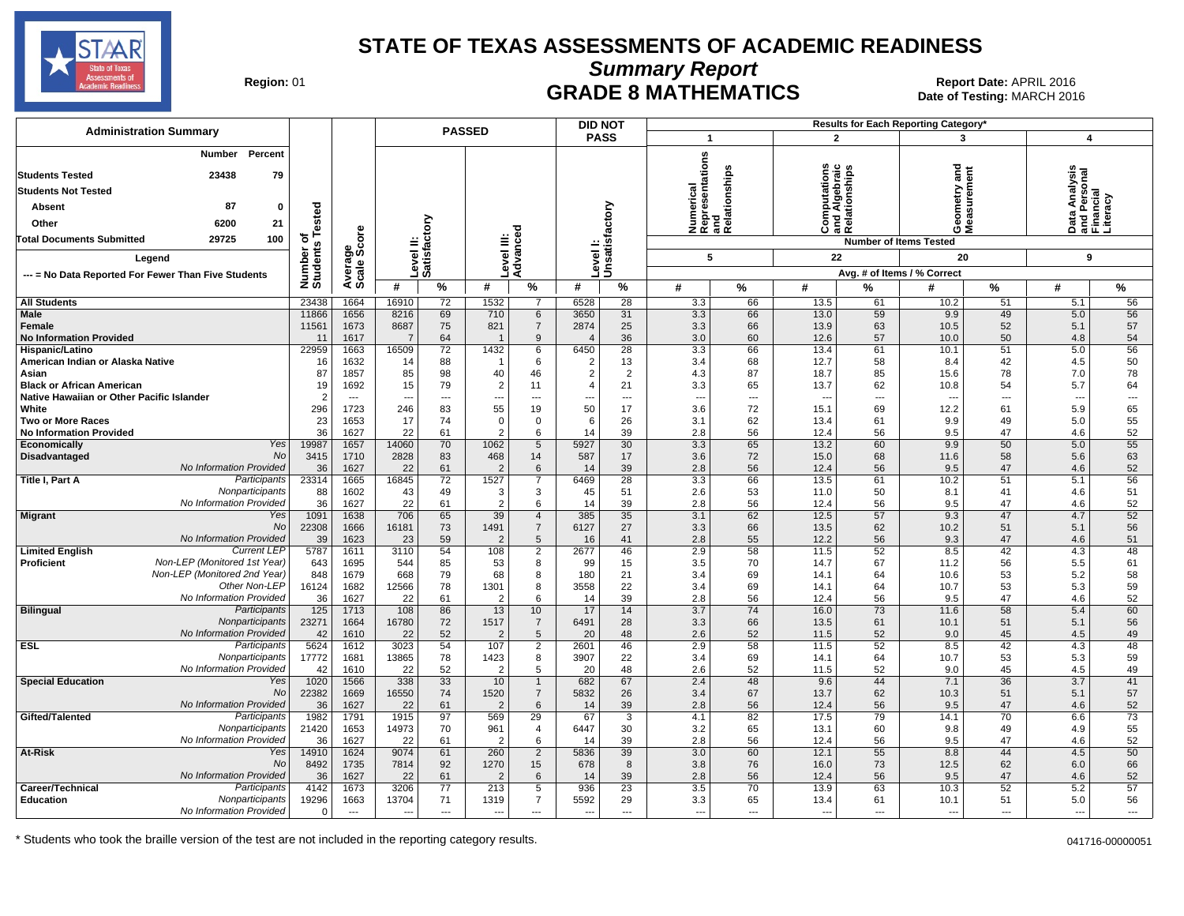# STATE OF TEXAS ASSESSMENTS OF ACADEMIC READINESS

## Summary Report

## GRADE 8 MATHEMATICS

**Region:** 01

**Report Date:** APRIL 2016
**Date of Testing:** MARCH 2016

| Administration Summary | Number | Percent |
|---|---|---|
| Students Tested | 23438 | 79 |
| Students Not Tested | | |
| Absent | 87 | 0 |
| Other | 6200 | 21 |
| Total Documents Submitted | 29725 | 100 |

Legend: --- = No Data Reported For Fewer Than Five Students

Results for Each Reporting Category*: 1 = Numerical Representations and Relationships (5 items); 2 = Computations and Algebraic Relationships (22 items); 3 = Geometry and Measurement (20 items); 4 = Data Analysis and Personal Financial Literacy (9 items). Values are Avg. # of Items / % Correct.

| Group | | Number of Students Tested | Average Scale Score | Level II: Satisfactory # | Level II: Satisfactory % | Level III: Advanced # | Level III: Advanced % | Did Not Pass Level I: Unsatisfactory # | Did Not Pass Level I: Unsatisfactory % | Cat 1 # | Cat 1 % | Cat 2 # | Cat 2 % | Cat 3 # | Cat 3 % | Cat 4 # | Cat 4 % |
|---|---|---|---|---|---|---|---|---|---|---|---|---|---|---|---|---|---|
| All Students | | 23438 | 1664 | 16910 | 72 | 1532 | 7 | 6528 | 28 | 3.3 | 66 | 13.5 | 61 | 10.2 | 51 | 5.1 | 56 |
| Male | | 11866 | 1656 | 8216 | 69 | 710 | 6 | 3650 | 31 | 3.3 | 66 | 13.0 | 59 | 9.9 | 49 | 5.0 | 56 |
| Female | | 11561 | 1673 | 8687 | 75 | 821 | 7 | 2874 | 25 | 3.3 | 66 | 13.9 | 63 | 10.5 | 52 | 5.1 | 57 |
| No Information Provided | | 11 | 1617 | 7 | 64 | 1 | 9 | 4 | 36 | 3.0 | 60 | 12.6 | 57 | 10.0 | 50 | 4.8 | 54 |
| Hispanic/Latino | | 22959 | 1663 | 16509 | 72 | 1432 | 6 | 6450 | 28 | 3.3 | 66 | 13.4 | 61 | 10.1 | 51 | 5.0 | 56 |
| American Indian or Alaska Native | | 16 | 1632 | 14 | 88 | 1 | 6 | 2 | 13 | 3.4 | 68 | 12.7 | 58 | 8.4 | 42 | 4.5 | 50 |
| Asian | | 87 | 1857 | 85 | 98 | 40 | 46 | 2 | 2 | 4.3 | 87 | 18.7 | 85 | 15.6 | 78 | 7.0 | 78 |
| Black or African American | | 19 | 1692 | 15 | 79 | 2 | 11 | 4 | 21 | 3.3 | 65 | 13.7 | 62 | 10.8 | 54 | 5.7 | 64 |
| Native Hawaiian or Other Pacific Islander | | 2 | --- | --- | --- | --- | --- | --- | --- | --- | --- | --- | --- | --- | --- | --- | --- |
| White | | 296 | 1723 | 246 | 83 | 55 | 19 | 50 | 17 | 3.6 | 72 | 15.1 | 69 | 12.2 | 61 | 5.9 | 65 |
| Two or More Races | | 23 | 1653 | 17 | 74 | 0 | 0 | 6 | 26 | 3.1 | 62 | 13.4 | 61 | 9.9 | 49 | 5.0 | 55 |
| No Information Provided | | 36 | 1627 | 22 | 61 | 2 | 6 | 14 | 39 | 2.8 | 56 | 12.4 | 56 | 9.5 | 47 | 4.6 | 52 |
| Economically Disadvantaged | Yes | 19987 | 1657 | 14060 | 70 | 1062 | 5 | 5927 | 30 | 3.3 | 65 | 13.2 | 60 | 9.9 | 50 | 5.0 | 55 |
| | No | 3415 | 1710 | 2828 | 83 | 468 | 14 | 587 | 17 | 3.6 | 72 | 15.0 | 68 | 11.6 | 58 | 5.6 | 63 |
| | No Information Provided | 36 | 1627 | 22 | 61 | 2 | 6 | 14 | 39 | 2.8 | 56 | 12.4 | 56 | 9.5 | 47 | 4.6 | 52 |
| Title I, Part A | Participants | 23314 | 1665 | 16845 | 72 | 1527 | 7 | 6469 | 28 | 3.3 | 66 | 13.5 | 61 | 10.2 | 51 | 5.1 | 56 |
| | Nonparticipants | 88 | 1602 | 43 | 49 | 3 | 3 | 45 | 51 | 2.6 | 53 | 11.0 | 50 | 8.1 | 41 | 4.6 | 51 |
| | No Information Provided | 36 | 1627 | 22 | 61 | 2 | 6 | 14 | 39 | 2.8 | 56 | 12.4 | 56 | 9.5 | 47 | 4.6 | 52 |
| Migrant | Yes | 1091 | 1638 | 706 | 65 | 39 | 4 | 385 | 35 | 3.1 | 62 | 12.5 | 57 | 9.3 | 47 | 4.7 | 52 |
| | No | 22308 | 1666 | 16181 | 73 | 1491 | 7 | 6127 | 27 | 3.3 | 66 | 13.5 | 62 | 10.2 | 51 | 5.1 | 56 |
| | No Information Provided | 39 | 1623 | 23 | 59 | 2 | 5 | 16 | 41 | 2.8 | 55 | 12.2 | 56 | 9.3 | 47 | 4.6 | 51 |
| Limited English Proficient | Current LEP | 5787 | 1611 | 3110 | 54 | 108 | 2 | 2677 | 46 | 2.9 | 58 | 11.5 | 52 | 8.5 | 42 | 4.3 | 48 |
| | Non-LEP (Monitored 1st Year) | 643 | 1695 | 544 | 85 | 53 | 8 | 99 | 15 | 3.5 | 70 | 14.7 | 67 | 11.2 | 56 | 5.5 | 61 |
| | Non-LEP (Monitored 2nd Year) | 848 | 1679 | 668 | 79 | 68 | 8 | 180 | 21 | 3.4 | 69 | 14.1 | 64 | 10.6 | 53 | 5.2 | 58 |
| | Other Non-LEP | 16124 | 1682 | 12566 | 78 | 1301 | 8 | 3558 | 22 | 3.4 | 69 | 14.1 | 64 | 10.7 | 53 | 5.3 | 59 |
| | No Information Provided | 36 | 1627 | 22 | 61 | 2 | 6 | 14 | 39 | 2.8 | 56 | 12.4 | 56 | 9.5 | 47 | 4.6 | 52 |
| Bilingual | Participants | 125 | 1713 | 108 | 86 | 13 | 10 | 17 | 14 | 3.7 | 74 | 16.0 | 73 | 11.6 | 58 | 5.4 | 60 |
| | Nonparticipants | 23271 | 1664 | 16780 | 72 | 1517 | 7 | 6491 | 28 | 3.3 | 66 | 13.5 | 61 | 10.1 | 51 | 5.1 | 56 |
| | No Information Provided | 42 | 1610 | 22 | 52 | 2 | 5 | 20 | 48 | 2.6 | 52 | 11.5 | 52 | 9.0 | 45 | 4.5 | 49 |
| ESL | Participants | 5624 | 1612 | 3023 | 54 | 107 | 2 | 2601 | 46 | 2.9 | 58 | 11.5 | 52 | 8.5 | 42 | 4.3 | 48 |
| | Nonparticipants | 17772 | 1681 | 13865 | 78 | 1423 | 8 | 3907 | 22 | 3.4 | 69 | 14.1 | 64 | 10.7 | 53 | 5.3 | 59 |
| | No Information Provided | 42 | 1610 | 22 | 52 | 2 | 5 | 20 | 48 | 2.6 | 52 | 11.5 | 52 | 9.0 | 45 | 4.5 | 49 |
| Special Education | Yes | 1020 | 1566 | 338 | 33 | 10 | 1 | 682 | 67 | 2.4 | 48 | 9.6 | 44 | 7.1 | 36 | 3.7 | 41 |
| | No | 22382 | 1669 | 16550 | 74 | 1520 | 7 | 5832 | 26 | 3.4 | 67 | 13.7 | 62 | 10.3 | 51 | 5.1 | 57 |
| | No Information Provided | 36 | 1627 | 22 | 61 | 2 | 6 | 14 | 39 | 2.8 | 56 | 12.4 | 56 | 9.5 | 47 | 4.6 | 52 |
| Gifted/Talented | Participants | 1982 | 1791 | 1915 | 97 | 569 | 29 | 67 | 3 | 4.1 | 82 | 17.5 | 79 | 14.1 | 70 | 6.6 | 73 |
| | Nonparticipants | 21420 | 1653 | 14973 | 70 | 961 | 4 | 6447 | 30 | 3.2 | 65 | 13.1 | 60 | 9.8 | 49 | 4.9 | 55 |
| | No Information Provided | 36 | 1627 | 22 | 61 | 2 | 6 | 14 | 39 | 2.8 | 56 | 12.4 | 56 | 9.5 | 47 | 4.6 | 52 |
| At-Risk | Yes | 14910 | 1624 | 9074 | 61 | 260 | 2 | 5836 | 39 | 3.0 | 60 | 12.1 | 55 | 8.8 | 44 | 4.5 | 50 |
| | No | 8492 | 1735 | 7814 | 92 | 1270 | 15 | 678 | 8 | 3.8 | 76 | 16.0 | 73 | 12.5 | 62 | 6.0 | 66 |
| | No Information Provided | 36 | 1627 | 22 | 61 | 2 | 6 | 14 | 39 | 2.8 | 56 | 12.4 | 56 | 9.5 | 47 | 4.6 | 52 |
| Career/Technical Education | Participants | 4142 | 1673 | 3206 | 77 | 213 | 5 | 936 | 23 | 3.5 | 70 | 13.9 | 63 | 10.3 | 52 | 5.2 | 57 |
| | Nonparticipants | 19296 | 1663 | 13704 | 71 | 1319 | 7 | 5592 | 29 | 3.3 | 65 | 13.4 | 61 | 10.1 | 51 | 5.0 | 56 |
| | No Information Provided | 0 | --- | --- | --- | --- | --- | --- | --- | --- | --- | --- | --- | --- | --- | --- | --- |

\* Students who took the braille version of the test are not included in the reporting category results.

041716-00000051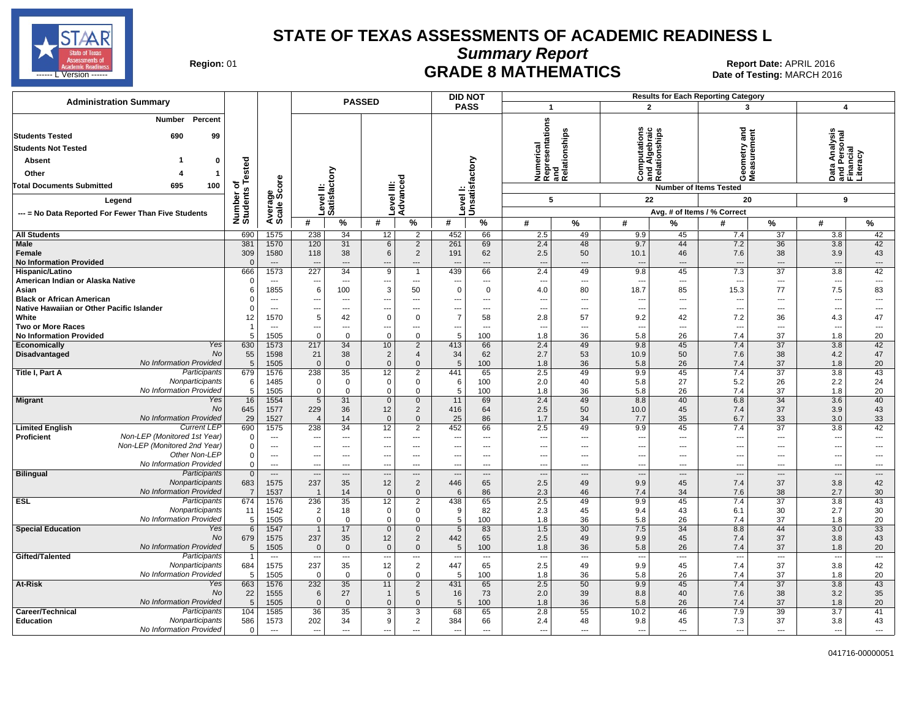# STATE OF TEXAS ASSESSMENTS OF ACADEMIC READINESS L

## Summary Report

## GRADE 8 MATHEMATICS

Region: 01

Report Date: APRIL 2016
Date of Testing: MARCH 2016

| Administration Summary | Number | Percent |
|---|---|---|
| Students Tested | 690 | 99 |
| Students Not Tested | | |
| Absent | 1 | 0 |
| Other | 4 | 1 |
| Total Documents Submitted | 695 | 100 |

Legend
--- = No Data Reported For Fewer Than Five Students

| | | Number of Students Tested | Average Scale Score | PASSED Level II: Satisfactory # | PASSED Level II: Satisfactory % | PASSED Level III: Advanced # | PASSED Level III: Advanced % | DID NOT PASS Level I: Unsatisfactory # | DID NOT PASS Level I: Unsatisfactory % | 1 Numerical Representations and Relationships (5 items) # | 1 % | 2 Computations and Algebraic Relationships (22 items) # | 2 % | 3 Geometry and Measurement (20 items) # | 3 % | 4 Data Analysis and Personal Financial Literacy (9 items) # | 4 % |
|---|---|---|---|---|---|---|---|---|---|---|---|---|---|---|---|---|---|
| All Students | | 690 | 1575 | 238 | 34 | 12 | 2 | 452 | 66 | 2.5 | 49 | 9.9 | 45 | 7.4 | 37 | 3.8 | 42 |
| Male | | 381 | 1570 | 120 | 31 | 6 | 2 | 261 | 69 | 2.4 | 48 | 9.7 | 44 | 7.2 | 36 | 3.8 | 42 |
| Female | | 309 | 1580 | 118 | 38 | 6 | 2 | 191 | 62 | 2.5 | 50 | 10.1 | 46 | 7.6 | 38 | 3.9 | 43 |
| No Information Provided | | 0 | --- | --- | --- | --- | --- | --- | --- | --- | --- | --- | --- | --- | --- | --- | --- |
| Hispanic/Latino | | 666 | 1573 | 227 | 34 | 9 | 1 | 439 | 66 | 2.4 | 49 | 9.8 | 45 | 7.3 | 37 | 3.8 | 42 |
| American Indian or Alaska Native | | 0 | --- | --- | --- | --- | --- | --- | --- | --- | --- | --- | --- | --- | --- | --- | --- |
| Asian | | 6 | 1855 | 6 | 100 | 3 | 50 | 0 | 0 | 4.0 | 80 | 18.7 | 85 | 15.3 | 77 | 7.5 | 83 |
| Black or African American | | 0 | --- | --- | --- | --- | --- | --- | --- | --- | --- | --- | --- | --- | --- | --- | --- |
| Native Hawaiian or Other Pacific Islander | | 0 | --- | --- | --- | --- | --- | --- | --- | --- | --- | --- | --- | --- | --- | --- | --- |
| White | | 12 | 1570 | 5 | 42 | 0 | 0 | 7 | 58 | 2.8 | 57 | 9.2 | 42 | 7.2 | 36 | 4.3 | 47 |
| Two or More Races | | 1 | --- | --- | --- | --- | --- | --- | --- | --- | --- | --- | --- | --- | --- | --- | --- |
| No Information Provided | | 5 | 1505 | 0 | 0 | 0 | 0 | 5 | 100 | 1.8 | 36 | 5.8 | 26 | 7.4 | 37 | 1.8 | 20 |
| Economically Disadvantaged | Yes | 630 | 1573 | 217 | 34 | 10 | 2 | 413 | 66 | 2.4 | 49 | 9.8 | 45 | 7.4 | 37 | 3.8 | 42 |
| | No | 55 | 1598 | 21 | 38 | 2 | 4 | 34 | 62 | 2.7 | 53 | 10.9 | 50 | 7.6 | 38 | 4.2 | 47 |
| | No Information Provided | 5 | 1505 | 0 | 0 | 0 | 0 | 5 | 100 | 1.8 | 36 | 5.8 | 26 | 7.4 | 37 | 1.8 | 20 |
| Title I, Part A | Participants | 679 | 1576 | 238 | 35 | 12 | 2 | 441 | 65 | 2.5 | 49 | 9.9 | 45 | 7.4 | 37 | 3.8 | 43 |
| | Nonparticipants | 6 | 1485 | 0 | 0 | 0 | 0 | 6 | 100 | 2.0 | 40 | 5.8 | 27 | 5.2 | 26 | 2.2 | 24 |
| | No Information Provided | 5 | 1505 | 0 | 0 | 0 | 0 | 5 | 100 | 1.8 | 36 | 5.8 | 26 | 7.4 | 37 | 1.8 | 20 |
| Migrant | Yes | 16 | 1554 | 5 | 31 | 0 | 0 | 11 | 69 | 2.4 | 49 | 8.8 | 40 | 6.8 | 34 | 3.6 | 40 |
| | No | 645 | 1577 | 229 | 36 | 12 | 2 | 416 | 64 | 2.5 | 50 | 10.0 | 45 | 7.4 | 37 | 3.9 | 43 |
| | No Information Provided | 29 | 1527 | 4 | 14 | 0 | 0 | 25 | 86 | 1.7 | 34 | 7.7 | 35 | 6.7 | 33 | 3.0 | 33 |
| Limited English Proficient | Current LEP | 690 | 1575 | 238 | 34 | 12 | 2 | 452 | 66 | 2.5 | 49 | 9.9 | 45 | 7.4 | 37 | 3.8 | 42 |
| | Non-LEP (Monitored 1st Year) | 0 | --- | --- | --- | --- | --- | --- | --- | --- | --- | --- | --- | --- | --- | --- | --- |
| | Non-LEP (Monitored 2nd Year) | 0 | --- | --- | --- | --- | --- | --- | --- | --- | --- | --- | --- | --- | --- | --- | --- |
| | Other Non-LEP | 0 | --- | --- | --- | --- | --- | --- | --- | --- | --- | --- | --- | --- | --- | --- | --- |
| | No Information Provided | 0 | --- | --- | --- | --- | --- | --- | --- | --- | --- | --- | --- | --- | --- | --- | --- |
| Bilingual | Participants | 0 | --- | --- | --- | --- | --- | --- | --- | --- | --- | --- | --- | --- | --- | --- | --- |
| | Nonparticipants | 683 | 1575 | 237 | 35 | 12 | 2 | 446 | 65 | 2.5 | 49 | 9.9 | 45 | 7.4 | 37 | 3.8 | 42 |
| | No Information Provided | 7 | 1537 | 1 | 14 | 0 | 0 | 6 | 86 | 2.3 | 46 | 7.4 | 34 | 7.6 | 38 | 2.7 | 30 |
| ESL | Participants | 674 | 1576 | 236 | 35 | 12 | 2 | 438 | 65 | 2.5 | 49 | 9.9 | 45 | 7.4 | 37 | 3.8 | 43 |
| | Nonparticipants | 11 | 1542 | 2 | 18 | 0 | 0 | 9 | 82 | 2.3 | 45 | 9.4 | 43 | 6.1 | 30 | 2.7 | 30 |
| | No Information Provided | 5 | 1505 | 0 | 0 | 0 | 0 | 5 | 100 | 1.8 | 36 | 5.8 | 26 | 7.4 | 37 | 1.8 | 20 |
| Special Education | Yes | 6 | 1547 | 1 | 17 | 0 | 0 | 5 | 83 | 1.5 | 30 | 7.5 | 34 | 8.8 | 44 | 3.0 | 33 |
| | No | 679 | 1575 | 237 | 35 | 12 | 2 | 442 | 65 | 2.5 | 49 | 9.9 | 45 | 7.4 | 37 | 3.8 | 43 |
| | No Information Provided | 5 | 1505 | 0 | 0 | 0 | 0 | 5 | 100 | 1.8 | 36 | 5.8 | 26 | 7.4 | 37 | 1.8 | 20 |
| Gifted/Talented | Participants | 1 | --- | --- | --- | --- | --- | --- | --- | --- | --- | --- | --- | --- | --- | --- | --- |
| | Nonparticipants | 684 | 1575 | 237 | 35 | 12 | 2 | 447 | 65 | 2.5 | 49 | 9.9 | 45 | 7.4 | 37 | 3.8 | 42 |
| | No Information Provided | 5 | 1505 | 0 | 0 | 0 | 0 | 5 | 100 | 1.8 | 36 | 5.8 | 26 | 7.4 | 37 | 1.8 | 20 |
| At-Risk | Yes | 663 | 1576 | 232 | 35 | 11 | 2 | 431 | 65 | 2.5 | 50 | 9.9 | 45 | 7.4 | 37 | 3.8 | 43 |
| | No | 22 | 1555 | 6 | 27 | 1 | 5 | 16 | 73 | 2.0 | 39 | 8.8 | 40 | 7.6 | 38 | 3.2 | 35 |
| | No Information Provided | 5 | 1505 | 0 | 0 | 0 | 0 | 5 | 100 | 1.8 | 36 | 5.8 | 26 | 7.4 | 37 | 1.8 | 20 |
| Career/Technical Education | Participants | 104 | 1585 | 36 | 35 | 3 | 3 | 68 | 65 | 2.8 | 55 | 10.2 | 46 | 7.9 | 39 | 3.7 | 41 |
| | Nonparticipants | 586 | 1573 | 202 | 34 | 9 | 2 | 384 | 66 | 2.4 | 48 | 9.8 | 45 | 7.3 | 37 | 3.8 | 43 |
| | No Information Provided | 0 | --- | --- | --- | --- | --- | --- | --- | --- | --- | --- | --- | --- | --- | --- | --- |

041716-00000051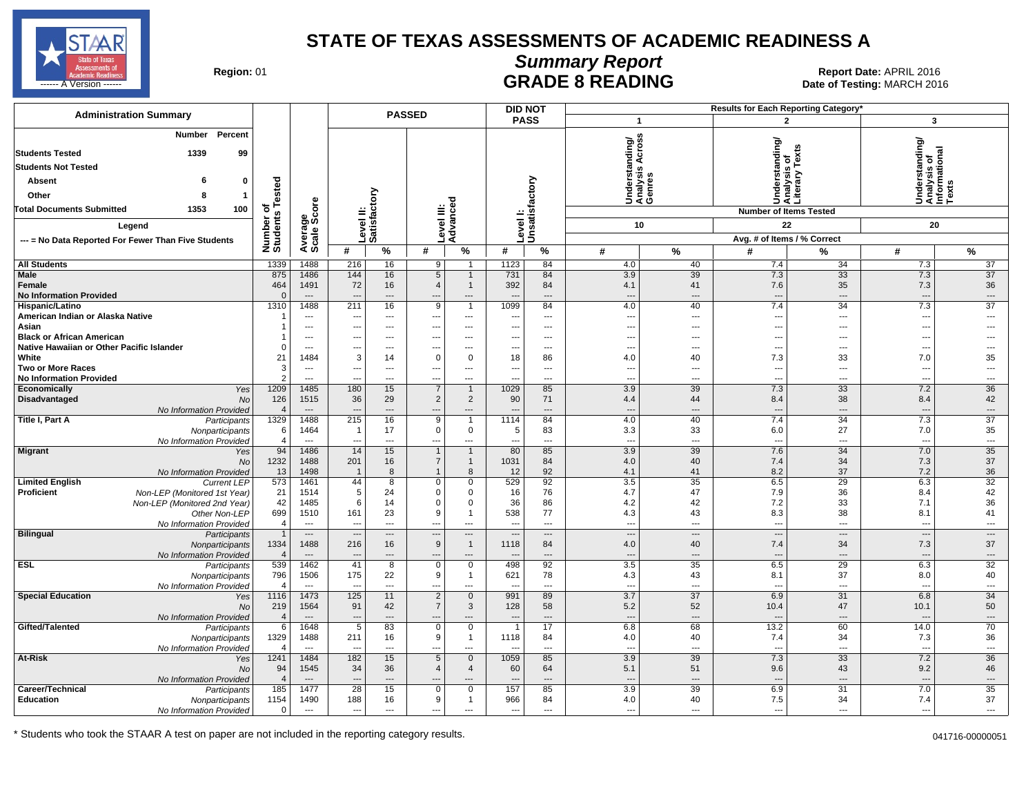# STATE OF TEXAS ASSESSMENTS OF ACADEMIC READINESS A

## Summary Report

## GRADE 8 READING

**Region:** 01

**Report Date:** APRIL 2016
**Date of Testing:** MARCH 2016

| Administration Summary | Number | Percent |
|---|---|---|
| Students Tested | 1339 | 99 |
| Students Not Tested | | |
| Absent | 6 | 0 |
| Other | 8 | 1 |
| Total Documents Submitted | 1353 | 100 |

Legend: --- = No Data Reported For Fewer Than Five Students

Results for Each Reporting Category*: 1 = Understanding/Analysis Across Genres (Number of Items Tested: 10); 2 = Understanding/Analysis of Literary Texts (Number of Items Tested: 22); 3 = Understanding/Analysis of Informational Texts (Number of Items Tested: 20). Values are Avg. # of Items / % Correct.

| Group | | Number of Students Tested | Average Scale Score | PASSED Level II: Satisfactory # | PASSED Level II: Satisfactory % | PASSED Level III: Advanced # | PASSED Level III: Advanced % | DID NOT PASS Level I: Unsatisfactory # | DID NOT PASS Level I: Unsatisfactory % | Cat. 1 # | Cat. 1 % | Cat. 2 # | Cat. 2 % | Cat. 3 # | Cat. 3 % |
|---|---|---|---|---|---|---|---|---|---|---|---|---|---|---|---|
| All Students | | 1339 | 1488 | 216 | 16 | 9 | 1 | 1123 | 84 | 4.0 | 40 | 7.4 | 34 | 7.3 | 37 |
| Male | | 875 | 1486 | 144 | 16 | 5 | 1 | 731 | 84 | 3.9 | 39 | 7.3 | 33 | 7.3 | 37 |
| Female | | 464 | 1491 | 72 | 16 | 4 | 1 | 392 | 84 | 4.1 | 41 | 7.6 | 35 | 7.3 | 36 |
| No Information Provided | | 0 | --- | --- | --- | --- | --- | --- | --- | --- | --- | --- | --- | --- | --- |
| Hispanic/Latino | | 1310 | 1488 | 211 | 16 | 9 | 1 | 1099 | 84 | 4.0 | 40 | 7.4 | 34 | 7.3 | 37 |
| American Indian or Alaska Native | | 1 | --- | --- | --- | --- | --- | --- | --- | --- | --- | --- | --- | --- | --- |
| Asian | | 1 | --- | --- | --- | --- | --- | --- | --- | --- | --- | --- | --- | --- | --- |
| Black or African American | | 1 | --- | --- | --- | --- | --- | --- | --- | --- | --- | --- | --- | --- | --- |
| Native Hawaiian or Other Pacific Islander | | 0 | --- | --- | --- | --- | --- | --- | --- | --- | --- | --- | --- | --- | --- |
| White | | 21 | 1484 | 3 | 14 | 0 | 0 | 18 | 86 | 4.0 | 40 | 7.3 | 33 | 7.0 | 35 |
| Two or More Races | | 3 | --- | --- | --- | --- | --- | --- | --- | --- | --- | --- | --- | --- | --- |
| No Information Provided | | 2 | --- | --- | --- | --- | --- | --- | --- | --- | --- | --- | --- | --- | --- |
| Economically Disadvantaged | Yes | 1209 | 1485 | 180 | 15 | 7 | 1 | 1029 | 85 | 3.9 | 39 | 7.3 | 33 | 7.2 | 36 |
| | No | 126 | 1515 | 36 | 29 | 2 | 2 | 90 | 71 | 4.4 | 44 | 8.4 | 38 | 8.4 | 42 |
| | No Information Provided | 4 | --- | --- | --- | --- | --- | --- | --- | --- | --- | --- | --- | --- | --- |
| Title I, Part A | Participants | 1329 | 1488 | 215 | 16 | 9 | 1 | 1114 | 84 | 4.0 | 40 | 7.4 | 34 | 7.3 | 37 |
| | Nonparticipants | 6 | 1464 | 1 | 17 | 0 | 0 | 5 | 83 | 3.3 | 33 | 6.0 | 27 | 7.0 | 35 |
| | No Information Provided | 4 | --- | --- | --- | --- | --- | --- | --- | --- | --- | --- | --- | --- | --- |
| Migrant | Yes | 94 | 1486 | 14 | 15 | 1 | 1 | 80 | 85 | 3.9 | 39 | 7.6 | 34 | 7.0 | 35 |
| | No | 1232 | 1488 | 201 | 16 | 7 | 1 | 1031 | 84 | 4.0 | 40 | 7.4 | 34 | 7.3 | 37 |
| | No Information Provided | 13 | 1498 | 1 | 8 | 1 | 8 | 12 | 92 | 4.1 | 41 | 8.2 | 37 | 7.2 | 36 |
| Limited English Proficient | Current LEP | 573 | 1461 | 44 | 8 | 0 | 0 | 529 | 92 | 3.5 | 35 | 6.5 | 29 | 6.3 | 32 |
| | Non-LEP (Monitored 1st Year) | 21 | 1514 | 5 | 24 | 0 | 0 | 16 | 76 | 4.7 | 47 | 7.9 | 36 | 8.4 | 42 |
| | Non-LEP (Monitored 2nd Year) | 42 | 1485 | 6 | 14 | 0 | 0 | 36 | 86 | 4.2 | 42 | 7.2 | 33 | 7.1 | 36 |
| | Other Non-LEP | 699 | 1510 | 161 | 23 | 9 | 1 | 538 | 77 | 4.3 | 43 | 8.3 | 38 | 8.1 | 41 |
| | No Information Provided | 4 | --- | --- | --- | --- | --- | --- | --- | --- | --- | --- | --- | --- | --- |
| Bilingual | Participants | 1 | --- | --- | --- | --- | --- | --- | --- | --- | --- | --- | --- | --- | --- |
| | Nonparticipants | 1334 | 1488 | 216 | 16 | 9 | 1 | 1118 | 84 | 4.0 | 40 | 7.4 | 34 | 7.3 | 37 |
| | No Information Provided | 4 | --- | --- | --- | --- | --- | --- | --- | --- | --- | --- | --- | --- | --- |
| ESL | Participants | 539 | 1462 | 41 | 8 | 0 | 0 | 498 | 92 | 3.5 | 35 | 6.5 | 29 | 6.3 | 32 |
| | Nonparticipants | 796 | 1506 | 175 | 22 | 9 | 1 | 621 | 78 | 4.3 | 43 | 8.1 | 37 | 8.0 | 40 |
| | No Information Provided | 4 | --- | --- | --- | --- | --- | --- | --- | --- | --- | --- | --- | --- | --- |
| Special Education | Yes | 1116 | 1473 | 125 | 11 | 2 | 0 | 991 | 89 | 3.7 | 37 | 6.9 | 31 | 6.8 | 34 |
| | No | 219 | 1564 | 91 | 42 | 7 | 3 | 128 | 58 | 5.2 | 52 | 10.4 | 47 | 10.1 | 50 |
| | No Information Provided | 4 | --- | --- | --- | --- | --- | --- | --- | --- | --- | --- | --- | --- | --- |
| Gifted/Talented | Participants | 6 | 1648 | 5 | 83 | 0 | 0 | 1 | 17 | 6.8 | 68 | 13.2 | 60 | 14.0 | 70 |
| | Nonparticipants | 1329 | 1488 | 211 | 16 | 9 | 1 | 1118 | 84 | 4.0 | 40 | 7.4 | 34 | 7.3 | 36 |
| | No Information Provided | 4 | --- | --- | --- | --- | --- | --- | --- | --- | --- | --- | --- | --- | --- |
| At-Risk | Yes | 1241 | 1484 | 182 | 15 | 5 | 0 | 1059 | 85 | 3.9 | 39 | 7.3 | 33 | 7.2 | 36 |
| | No | 94 | 1545 | 34 | 36 | 4 | 4 | 60 | 64 | 5.1 | 51 | 9.6 | 43 | 9.2 | 46 |
| | No Information Provided | 4 | --- | --- | --- | --- | --- | --- | --- | --- | --- | --- | --- | --- | --- |
| Career/Technical Education | Participants | 185 | 1477 | 28 | 15 | 0 | 0 | 157 | 85 | 3.9 | 39 | 6.9 | 31 | 7.0 | 35 |
| | Nonparticipants | 1154 | 1490 | 188 | 16 | 9 | 1 | 966 | 84 | 4.0 | 40 | 7.5 | 34 | 7.4 | 37 |
| | No Information Provided | 0 | --- | --- | --- | --- | --- | --- | --- | --- | --- | --- | --- | --- | --- |

* Students who took the STAAR A test on paper are not included in the reporting category results.

041716-00000051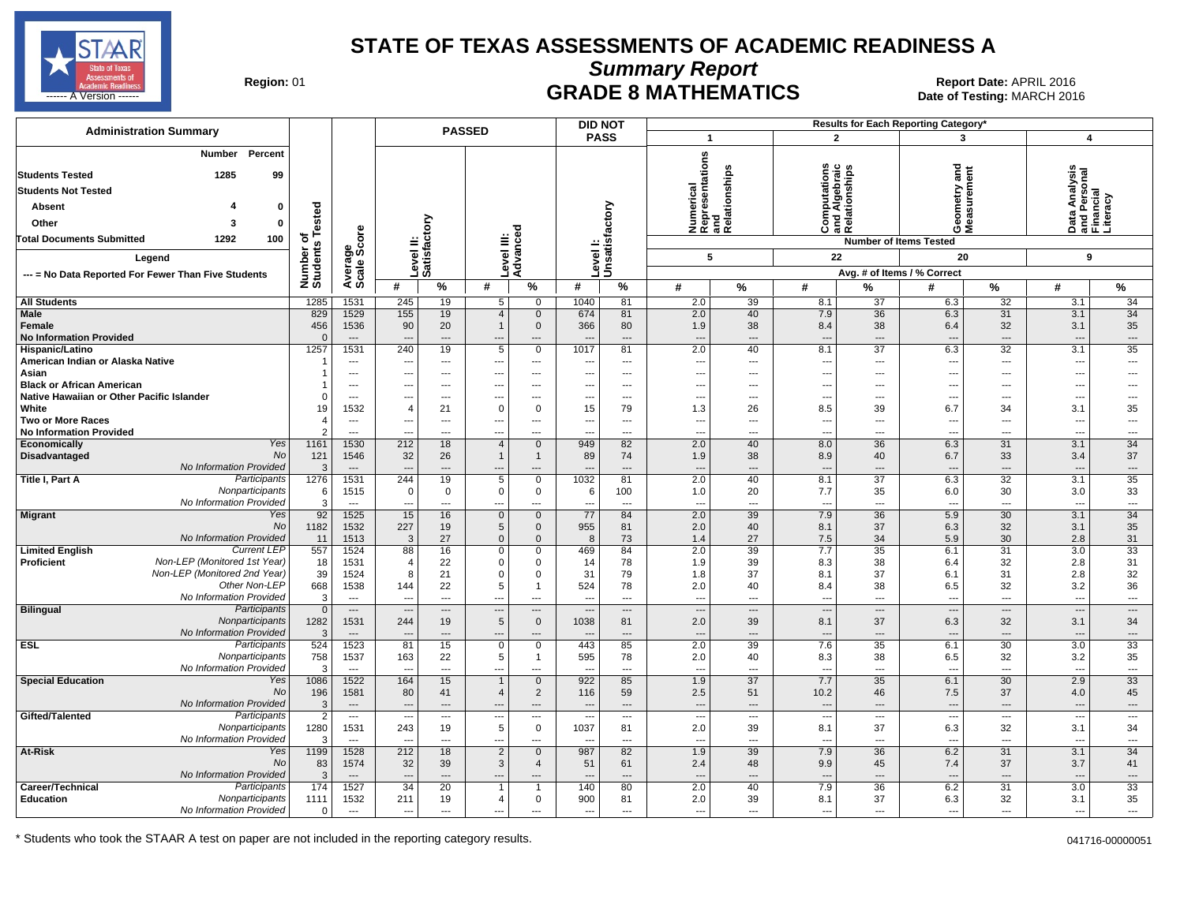# STATE OF TEXAS ASSESSMENTS OF ACADEMIC READINESS A

## Summary Report

## GRADE 8 MATHEMATICS

**Region:** 01

**Report Date:** APRIL 2016
**Date of Testing:** MARCH 2016

| Administration Summary | Number | Percent |
|---|---|---|
| Students Tested | 1285 | 99 |
| Students Not Tested | | |
| Absent | 4 | 0 |
| Other | 3 | 0 |
| Total Documents Submitted | 1292 | 100 |

Legend: --- = No Data Reported For Fewer Than Five Students

| | | Number of Students Tested | Average Scale Score | PASSED Level II: Satisfactory # | PASSED Level II: Satisfactory % | PASSED Level III: Advanced # | PASSED Level III: Advanced % | DID NOT PASS Level I: Unsatisfactory # | DID NOT PASS Level I: Unsatisfactory % | 1 Numerical Representations and Relationships (5 items) # | 1 % | 2 Computations and Algebraic Relationships (22 items) # | 2 % | 3 Geometry and Measurement (20 items) # | 3 % | 4 Data Analysis and Personal Financial Literacy (9 items) # | 4 % |
|---|---|---|---|---|---|---|---|---|---|---|---|---|---|---|---|---|---|
| All Students | | 1285 | 1531 | 245 | 19 | 5 | 0 | 1040 | 81 | 2.0 | 39 | 8.1 | 37 | 6.3 | 32 | 3.1 | 34 |
| Male | | 829 | 1529 | 155 | 19 | 4 | 0 | 674 | 81 | 2.0 | 40 | 7.9 | 36 | 6.3 | 31 | 3.1 | 34 |
| Female | | 456 | 1536 | 90 | 20 | 1 | 0 | 366 | 80 | 1.9 | 38 | 8.4 | 38 | 6.4 | 32 | 3.1 | 35 |
| No Information Provided | | 0 | --- | --- | --- | --- | --- | --- | --- | --- | --- | --- | --- | --- | --- | --- | --- |
| Hispanic/Latino | | 1257 | 1531 | 240 | 19 | 5 | 0 | 1017 | 81 | 2.0 | 40 | 8.1 | 37 | 6.3 | 32 | 3.1 | 35 |
| American Indian or Alaska Native | | 1 | --- | --- | --- | --- | --- | --- | --- | --- | --- | --- | --- | --- | --- | --- | --- |
| Asian | | 1 | --- | --- | --- | --- | --- | --- | --- | --- | --- | --- | --- | --- | --- | --- | --- |
| Black or African American | | 1 | --- | --- | --- | --- | --- | --- | --- | --- | --- | --- | --- | --- | --- | --- | --- |
| Native Hawaiian or Other Pacific Islander | | 0 | --- | --- | --- | --- | --- | --- | --- | --- | --- | --- | --- | --- | --- | --- | --- |
| White | | 19 | 1532 | 4 | 21 | 0 | 0 | 15 | 79 | 1.3 | 26 | 8.5 | 39 | 6.7 | 34 | 3.1 | 35 |
| Two or More Races | | 4 | --- | --- | --- | --- | --- | --- | --- | --- | --- | --- | --- | --- | --- | --- | --- |
| No Information Provided | | 2 | --- | --- | --- | --- | --- | --- | --- | --- | --- | --- | --- | --- | --- | --- | --- |
| Economically Disadvantaged | Yes | 1161 | 1530 | 212 | 18 | 4 | 0 | 949 | 82 | 2.0 | 40 | 8.0 | 36 | 6.3 | 31 | 3.1 | 34 |
| | No | 121 | 1546 | 32 | 26 | 1 | 1 | 89 | 74 | 1.9 | 38 | 8.9 | 40 | 6.7 | 33 | 3.4 | 37 |
| | No Information Provided | 3 | --- | --- | --- | --- | --- | --- | --- | --- | --- | --- | --- | --- | --- | --- | --- |
| Title I, Part A | Participants | 1276 | 1531 | 244 | 19 | 5 | 0 | 1032 | 81 | 2.0 | 40 | 8.1 | 37 | 6.3 | 32 | 3.1 | 35 |
| | Nonparticipants | 6 | 1515 | 0 | 0 | 0 | 0 | 6 | 100 | 1.0 | 20 | 7.7 | 35 | 6.0 | 30 | 3.0 | 33 |
| | No Information Provided | 3 | --- | --- | --- | --- | --- | --- | --- | --- | --- | --- | --- | --- | --- | --- | --- |
| Migrant | Yes | 92 | 1525 | 15 | 16 | 0 | 0 | 77 | 84 | 2.0 | 39 | 7.9 | 36 | 5.9 | 30 | 3.1 | 34 |
| | No | 1182 | 1532 | 227 | 19 | 5 | 0 | 955 | 81 | 2.0 | 40 | 8.1 | 37 | 6.3 | 32 | 3.1 | 35 |
| | No Information Provided | 11 | 1513 | 3 | 27 | 0 | 0 | 8 | 73 | 1.4 | 27 | 7.5 | 34 | 5.9 | 30 | 2.8 | 31 |
| Limited English Proficient | Current LEP | 557 | 1524 | 88 | 16 | 0 | 0 | 469 | 84 | 2.0 | 39 | 7.7 | 35 | 6.1 | 31 | 3.0 | 33 |
| | Non-LEP (Monitored 1st Year) | 18 | 1531 | 4 | 22 | 0 | 0 | 14 | 78 | 1.9 | 39 | 8.3 | 38 | 6.4 | 32 | 2.8 | 31 |
| | Non-LEP (Monitored 2nd Year) | 39 | 1524 | 8 | 21 | 0 | 0 | 31 | 79 | 1.8 | 37 | 8.1 | 37 | 6.1 | 31 | 2.8 | 32 |
| | Other Non-LEP | 668 | 1538 | 144 | 22 | 5 | 1 | 524 | 78 | 2.0 | 40 | 8.4 | 38 | 6.5 | 32 | 3.2 | 36 |
| | No Information Provided | 3 | --- | --- | --- | --- | --- | --- | --- | --- | --- | --- | --- | --- | --- | --- | --- |
| Bilingual | Participants | 0 | --- | --- | --- | --- | --- | --- | --- | --- | --- | --- | --- | --- | --- | --- | --- |
| | Nonparticipants | 1282 | 1531 | 244 | 19 | 5 | 0 | 1038 | 81 | 2.0 | 39 | 8.1 | 37 | 6.3 | 32 | 3.1 | 34 |
| | No Information Provided | 3 | --- | --- | --- | --- | --- | --- | --- | --- | --- | --- | --- | --- | --- | --- | --- |
| ESL | Participants | 524 | 1523 | 81 | 15 | 0 | 0 | 443 | 85 | 2.0 | 39 | 7.6 | 35 | 6.1 | 30 | 3.0 | 33 |
| | Nonparticipants | 758 | 1537 | 163 | 22 | 5 | 1 | 595 | 78 | 2.0 | 40 | 8.3 | 38 | 6.5 | 32 | 3.2 | 35 |
| | No Information Provided | 3 | --- | --- | --- | --- | --- | --- | --- | --- | --- | --- | --- | --- | --- | --- | --- |
| Special Education | Yes | 1086 | 1522 | 164 | 15 | 1 | 0 | 922 | 85 | 1.9 | 37 | 7.7 | 35 | 6.1 | 30 | 2.9 | 33 |
| | No | 196 | 1581 | 80 | 41 | 4 | 2 | 116 | 59 | 2.5 | 51 | 10.2 | 46 | 7.5 | 37 | 4.0 | 45 |
| | No Information Provided | 3 | --- | --- | --- | --- | --- | --- | --- | --- | --- | --- | --- | --- | --- | --- | --- |
| Gifted/Talented | Participants | 2 | --- | --- | --- | --- | --- | --- | --- | --- | --- | --- | --- | --- | --- | --- | --- |
| | Nonparticipants | 1280 | 1531 | 243 | 19 | 5 | 0 | 1037 | 81 | 2.0 | 39 | 8.1 | 37 | 6.3 | 32 | 3.1 | 34 |
| | No Information Provided | 3 | --- | --- | --- | --- | --- | --- | --- | --- | --- | --- | --- | --- | --- | --- | --- |
| At-Risk | Yes | 1199 | 1528 | 212 | 18 | 2 | 0 | 987 | 82 | 1.9 | 39 | 7.9 | 36 | 6.2 | 31 | 3.1 | 34 |
| | No | 83 | 1574 | 32 | 39 | 3 | 4 | 51 | 61 | 2.4 | 48 | 9.9 | 45 | 7.4 | 37 | 3.7 | 41 |
| | No Information Provided | 3 | --- | --- | --- | --- | --- | --- | --- | --- | --- | --- | --- | --- | --- | --- | --- |
| Career/Technical Education | Participants | 174 | 1527 | 34 | 20 | 1 | 1 | 140 | 80 | 2.0 | 40 | 7.9 | 36 | 6.2 | 31 | 3.0 | 33 |
| | Nonparticipants | 1111 | 1532 | 211 | 19 | 4 | 0 | 900 | 81 | 2.0 | 39 | 8.1 | 37 | 6.3 | 32 | 3.1 | 35 |
| | No Information Provided | 0 | --- | --- | --- | --- | --- | --- | --- | --- | --- | --- | --- | --- | --- | --- | --- |

Results for Each Reporting Category*: # = Avg. # of Items, % = % Correct

* Students who took the STAAR A test on paper are not included in the reporting category results.

041716-00000051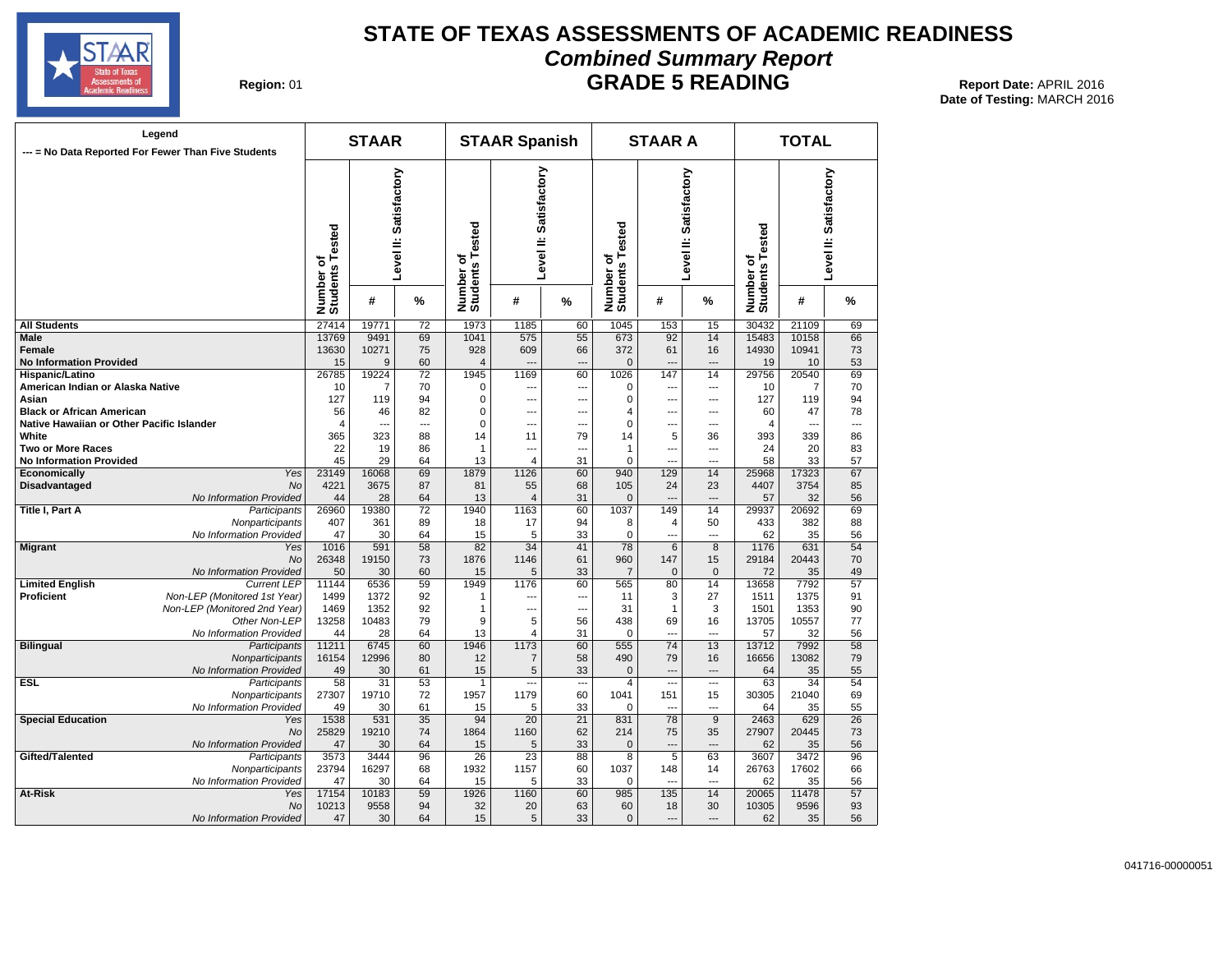# STATE OF TEXAS ASSESSMENTS OF ACADEMIC READINESS

## *Combined Summary Report*

## GRADE 5 READING

**Region:** 01

**Report Date:** APRIL 2016
**Date of Testing:** MARCH 2016

Legend
--- = No Data Reported For Fewer Than Five Students

| | | STAAR | | | STAAR Spanish | | | STAAR A | | | TOTAL | | |
|---|---|---|---|---|---|---|---|---|---|---|---|---|---|
| | | Number of Students Tested | Level II: Satisfactory | | Number of Students Tested | Level II: Satisfactory | | Number of Students Tested | Level II: Satisfactory | | Number of Students Tested | Level II: Satisfactory | |
| | | | # | % | | # | % | | # | % | | # | % |
| **All Students** | | 27414 | 19771 | 72 | 1973 | 1185 | 60 | 1045 | 153 | 15 | 30432 | 21109 | 69 |
| **Male** | | 13769 | 9491 | 69 | 1041 | 575 | 55 | 673 | 92 | 14 | 15483 | 10158 | 66 |
| **Female** | | 13630 | 10271 | 75 | 928 | 609 | 66 | 372 | 61 | 16 | 14930 | 10941 | 73 |
| **No Information Provided** | | 15 | 9 | 60 | 4 | --- | --- | 0 | --- | --- | 19 | 10 | 53 |
| **Hispanic/Latino** | | 26785 | 19224 | 72 | 1945 | 1169 | 60 | 1026 | 147 | 14 | 29756 | 20540 | 69 |
| **American Indian or Alaska Native** | | 10 | 7 | 70 | 0 | --- | --- | 0 | --- | --- | 10 | 7 | 70 |
| **Asian** | | 127 | 119 | 94 | 0 | --- | --- | 0 | --- | --- | 127 | 119 | 94 |
| **Black or African American** | | 56 | 46 | 82 | 0 | --- | --- | 4 | --- | --- | 60 | 47 | 78 |
| **Native Hawaiian or Other Pacific Islander** | | 4 | --- | --- | 0 | --- | --- | 0 | --- | --- | 4 | --- | --- |
| **White** | | 365 | 323 | 88 | 14 | 11 | 79 | 14 | 5 | 36 | 393 | 339 | 86 |
| **Two or More Races** | | 22 | 19 | 86 | 1 | --- | --- | 1 | --- | --- | 24 | 20 | 83 |
| **No Information Provided** | | 45 | 29 | 64 | 13 | 4 | 31 | 0 | --- | --- | 58 | 33 | 57 |
| **Economically** | *Yes* | 23149 | 16068 | 69 | 1879 | 1126 | 60 | 940 | 129 | 14 | 25968 | 17323 | 67 |
| **Disadvantaged** | *No* | 4221 | 3675 | 87 | 81 | 55 | 68 | 105 | 24 | 23 | 4407 | 3754 | 85 |
| | *No Information Provided* | 44 | 28 | 64 | 13 | 4 | 31 | 0 | --- | --- | 57 | 32 | 56 |
| **Title I, Part A** | *Participants* | 26960 | 19380 | 72 | 1940 | 1163 | 60 | 1037 | 149 | 14 | 29937 | 20692 | 69 |
| | *Nonparticipants* | 407 | 361 | 89 | 18 | 17 | 94 | 8 | 4 | 50 | 433 | 382 | 88 |
| | *No Information Provided* | 47 | 30 | 64 | 15 | 5 | 33 | 0 | --- | --- | 62 | 35 | 56 |
| **Migrant** | *Yes* | 1016 | 591 | 58 | 82 | 34 | 41 | 78 | 6 | 8 | 1176 | 631 | 54 |
| | *No* | 26348 | 19150 | 73 | 1876 | 1146 | 61 | 960 | 147 | 15 | 29184 | 20443 | 70 |
| | *No Information Provided* | 50 | 30 | 60 | 15 | 5 | 33 | 7 | 0 | 0 | 72 | 35 | 49 |
| **Limited English** | *Current LEP* | 11144 | 6536 | 59 | 1949 | 1176 | 60 | 565 | 80 | 14 | 13658 | 7792 | 57 |
| **Proficient** | *Non-LEP (Monitored 1st Year)* | 1499 | 1372 | 92 | 1 | --- | --- | 11 | 3 | 27 | 1511 | 1375 | 91 |
| | *Non-LEP (Monitored 2nd Year)* | 1469 | 1352 | 92 | 1 | --- | --- | 31 | 1 | 3 | 1501 | 1353 | 90 |
| | *Other Non-LEP* | 13258 | 10483 | 79 | 9 | 5 | 56 | 438 | 69 | 16 | 13705 | 10557 | 77 |
| | *No Information Provided* | 44 | 28 | 64 | 13 | 4 | 31 | 0 | --- | --- | 57 | 32 | 56 |
| **Bilingual** | *Participants* | 11211 | 6745 | 60 | 1946 | 1173 | 60 | 555 | 74 | 13 | 13712 | 7992 | 58 |
| | *Nonparticipants* | 16154 | 12996 | 80 | 12 | 7 | 58 | 490 | 79 | 16 | 16656 | 13082 | 79 |
| | *No Information Provided* | 49 | 30 | 61 | 15 | 5 | 33 | 0 | --- | --- | 64 | 35 | 55 |
| **ESL** | *Participants* | 58 | 31 | 53 | 1 | --- | --- | 4 | --- | --- | 63 | 34 | 54 |
| | *Nonparticipants* | 27307 | 19710 | 72 | 1957 | 1179 | 60 | 1041 | 151 | 15 | 30305 | 21040 | 69 |
| | *No Information Provided* | 49 | 30 | 61 | 15 | 5 | 33 | 0 | --- | --- | 64 | 35 | 55 |
| **Special Education** | *Yes* | 1538 | 531 | 35 | 94 | 20 | 21 | 831 | 78 | 9 | 2463 | 629 | 26 |
| | *No* | 25829 | 19210 | 74 | 1864 | 1160 | 62 | 214 | 75 | 35 | 27907 | 20445 | 73 |
| | *No Information Provided* | 47 | 30 | 64 | 15 | 5 | 33 | 0 | --- | --- | 62 | 35 | 56 |
| **Gifted/Talented** | *Participants* | 3573 | 3444 | 96 | 26 | 23 | 88 | 8 | 5 | 63 | 3607 | 3472 | 96 |
| | *Nonparticipants* | 23794 | 16297 | 68 | 1932 | 1157 | 60 | 1037 | 148 | 14 | 26763 | 17602 | 66 |
| | *No Information Provided* | 47 | 30 | 64 | 15 | 5 | 33 | 0 | --- | --- | 62 | 35 | 56 |
| **At-Risk** | *Yes* | 17154 | 10183 | 59 | 1926 | 1160 | 60 | 985 | 135 | 14 | 20065 | 11478 | 57 |
| | *No* | 10213 | 9558 | 94 | 32 | 20 | 63 | 60 | 18 | 30 | 10305 | 9596 | 93 |
| | *No Information Provided* | 47 | 30 | 64 | 15 | 5 | 33 | 0 | --- | --- | 62 | 35 | 56 |

041716-00000051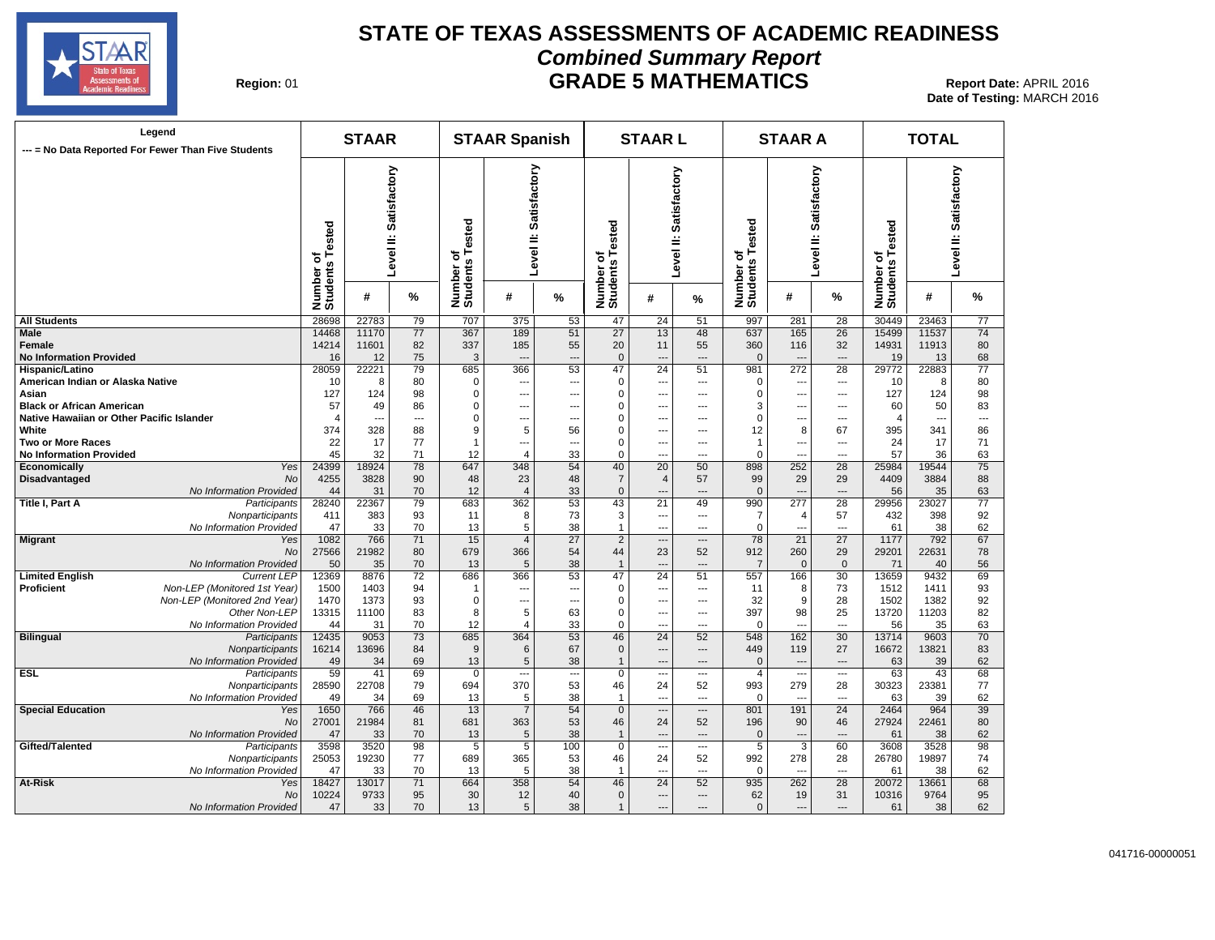# STATE OF TEXAS ASSESSMENTS OF ACADEMIC READINESS

## *Combined Summary Report*

## GRADE 5 MATHEMATICS

**Region:** 01

**Report Date:** APRIL 2016
**Date of Testing:** MARCH 2016

Legend: --- = No Data Reported For Fewer Than Five Students

| | | STAAR | | | STAAR Spanish | | | STAAR L | | | STAAR A | | | TOTAL | | |
|---|---|---|---|---|---|---|---|---|---|---|---|---|---|---|---|---|
| | | Number of Students Tested | Level II: Satisfactory # | Level II: Satisfactory % | Number of Students Tested | Level II: Satisfactory # | Level II: Satisfactory % | Number of Students Tested | Level II: Satisfactory # | Level II: Satisfactory % | Number of Students Tested | Level II: Satisfactory # | Level II: Satisfactory % | Number of Students Tested | Level II: Satisfactory # | Level II: Satisfactory % |
| **All Students** | | 28698 | 22783 | 79 | 707 | 375 | 53 | 47 | 24 | 51 | 997 | 281 | 28 | 30449 | 23463 | 77 |
| **Male** | | 14468 | 11170 | 77 | 367 | 189 | 51 | 27 | 13 | 48 | 637 | 165 | 26 | 15499 | 11537 | 74 |
| **Female** | | 14214 | 11601 | 82 | 337 | 185 | 55 | 20 | 11 | 55 | 360 | 116 | 32 | 14931 | 11913 | 80 |
| **No Information Provided** | | 16 | 12 | 75 | 3 | --- | --- | 0 | --- | --- | 0 | --- | --- | 19 | 13 | 68 |
| **Hispanic/Latino** | | 28059 | 22221 | 79 | 685 | 366 | 53 | 47 | 24 | 51 | 981 | 272 | 28 | 29772 | 22883 | 77 |
| **American Indian or Alaska Native** | | 10 | 8 | 80 | 0 | --- | --- | 0 | --- | --- | 0 | --- | --- | 10 | 8 | 80 |
| **Asian** | | 127 | 124 | 98 | 0 | --- | --- | 0 | --- | --- | 0 | --- | --- | 127 | 124 | 98 |
| **Black or African American** | | 57 | 49 | 86 | 0 | --- | --- | 0 | --- | --- | 3 | --- | --- | 60 | 50 | 83 |
| **Native Hawaiian or Other Pacific Islander** | | 4 | --- | --- | 0 | --- | --- | 0 | --- | --- | 0 | --- | --- | 4 | --- | --- |
| **White** | | 374 | 328 | 88 | 9 | 5 | 56 | 0 | --- | --- | 12 | 8 | 67 | 395 | 341 | 86 |
| **Two or More Races** | | 22 | 17 | 77 | 1 | --- | --- | 0 | --- | --- | 1 | --- | --- | 24 | 17 | 71 |
| **No Information Provided** | | 45 | 32 | 71 | 12 | 4 | 33 | 0 | --- | --- | 0 | --- | --- | 57 | 36 | 63 |
| **Economically Disadvantaged** | *Yes* | 24399 | 18924 | 78 | 647 | 348 | 54 | 40 | 20 | 50 | 898 | 252 | 28 | 25984 | 19544 | 75 |
| | *No* | 4255 | 3828 | 90 | 48 | 23 | 48 | 7 | 4 | 57 | 99 | 29 | 29 | 4409 | 3884 | 88 |
| | *No Information Provided* | 44 | 31 | 70 | 12 | 4 | 33 | 0 | --- | --- | 0 | --- | --- | 56 | 35 | 63 |
| **Title I, Part A** | *Participants* | 28240 | 22367 | 79 | 683 | 362 | 53 | 43 | 21 | 49 | 990 | 277 | 28 | 29956 | 23027 | 77 |
| | *Nonparticipants* | 411 | 383 | 93 | 11 | 8 | 73 | 3 | --- | --- | 7 | 4 | 57 | 432 | 398 | 92 |
| | *No Information Provided* | 47 | 33 | 70 | 13 | 5 | 38 | 1 | --- | --- | 0 | --- | --- | 61 | 38 | 62 |
| **Migrant** | *Yes* | 1082 | 766 | 71 | 15 | 4 | 27 | 2 | --- | --- | 78 | 21 | 27 | 1177 | 792 | 67 |
| | *No* | 27566 | 21982 | 80 | 679 | 366 | 54 | 44 | 23 | 52 | 912 | 260 | 29 | 29201 | 22631 | 78 |
| | *No Information Provided* | 50 | 35 | 70 | 13 | 5 | 38 | 1 | --- | --- | 7 | 0 | 0 | 71 | 40 | 56 |
| **Limited English Proficient** | *Current LEP* | 12369 | 8876 | 72 | 686 | 366 | 53 | 47 | 24 | 51 | 557 | 166 | 30 | 13659 | 9432 | 69 |
| | *Non-LEP (Monitored 1st Year)* | 1500 | 1403 | 94 | 1 | --- | --- | 0 | --- | --- | 11 | 8 | 73 | 1512 | 1411 | 93 |
| | *Non-LEP (Monitored 2nd Year)* | 1470 | 1373 | 93 | 0 | --- | --- | 0 | --- | --- | 32 | 9 | 28 | 1502 | 1382 | 92 |
| | *Other Non-LEP* | 13315 | 11100 | 83 | 8 | 5 | 63 | 0 | --- | --- | 397 | 98 | 25 | 13720 | 11203 | 82 |
| | *No Information Provided* | 44 | 31 | 70 | 12 | 4 | 33 | 0 | --- | --- | 0 | --- | --- | 56 | 35 | 63 |
| **Bilingual** | *Participants* | 12435 | 9053 | 73 | 685 | 364 | 53 | 46 | 24 | 52 | 548 | 162 | 30 | 13714 | 9603 | 70 |
| | *Nonparticipants* | 16214 | 13696 | 84 | 9 | 6 | 67 | 0 | --- | --- | 449 | 119 | 27 | 16672 | 13821 | 83 |
| | *No Information Provided* | 49 | 34 | 69 | 13 | 5 | 38 | 1 | --- | --- | 0 | --- | --- | 63 | 39 | 62 |
| **ESL** | *Participants* | 59 | 41 | 69 | 0 | --- | --- | 0 | --- | --- | 4 | --- | --- | 63 | 43 | 68 |
| | *Nonparticipants* | 28590 | 22708 | 79 | 694 | 370 | 53 | 46 | 24 | 52 | 993 | 279 | 28 | 30323 | 23381 | 77 |
| | *No Information Provided* | 49 | 34 | 69 | 13 | 5 | 38 | 1 | --- | --- | 0 | --- | --- | 63 | 39 | 62 |
| **Special Education** | *Yes* | 1650 | 766 | 46 | 13 | 7 | 54 | 0 | --- | --- | 801 | 191 | 24 | 2464 | 964 | 39 |
| | *No* | 27001 | 21984 | 81 | 681 | 363 | 53 | 46 | 24 | 52 | 196 | 90 | 46 | 27924 | 22461 | 80 |
| | *No Information Provided* | 47 | 33 | 70 | 13 | 5 | 38 | 1 | --- | --- | 0 | --- | --- | 61 | 38 | 62 |
| **Gifted/Talented** | *Participants* | 3598 | 3520 | 98 | 5 | 5 | 100 | 0 | --- | --- | 5 | 3 | 60 | 3608 | 3528 | 98 |
| | *Nonparticipants* | 25053 | 19230 | 77 | 689 | 365 | 53 | 46 | 24 | 52 | 992 | 278 | 28 | 26780 | 19897 | 74 |
| | *No Information Provided* | 47 | 33 | 70 | 13 | 5 | 38 | 1 | --- | --- | 0 | --- | --- | 61 | 38 | 62 |
| **At-Risk** | *Yes* | 18427 | 13017 | 71 | 664 | 358 | 54 | 46 | 24 | 52 | 935 | 262 | 28 | 20072 | 13661 | 68 |
| | *No* | 10224 | 9733 | 95 | 30 | 12 | 40 | 0 | --- | --- | 62 | 19 | 31 | 10316 | 9764 | 95 |
| | *No Information Provided* | 47 | 33 | 70 | 13 | 5 | 38 | 1 | --- | --- | 0 | --- | --- | 61 | 38 | 62 |

041716-00000051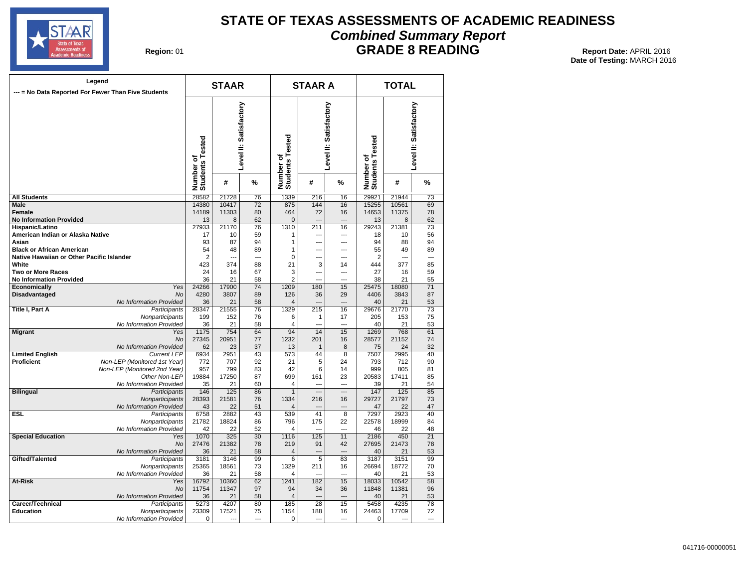# STATE OF TEXAS ASSESSMENTS OF ACADEMIC READINESS

## *Combined Summary Report*

## GRADE 8 READING

**Region:** 01

**Report Date:** APRIL 2016
**Date of Testing:** MARCH 2016

**Legend**
--- = No Data Reported For Fewer Than Five Students

| | | STAAR | | | STAAR A | | | TOTAL | | |
|---|---|---|---|---|---|---|---|---|---|---|
| | | Number of Students Tested | Level II: Satisfactory # | Level II: Satisfactory % | Number of Students Tested | Level II: Satisfactory # | Level II: Satisfactory % | Number of Students Tested | Level II: Satisfactory # | Level II: Satisfactory % |
| **All Students** | | 28582 | 21728 | 76 | 1339 | 216 | 16 | 29921 | 21944 | 73 |
| **Male** | | 14380 | 10417 | 72 | 875 | 144 | 16 | 15255 | 10561 | 69 |
| **Female** | | 14189 | 11303 | 80 | 464 | 72 | 16 | 14653 | 11375 | 78 |
| **No Information Provided** | | 13 | 8 | 62 | 0 | --- | --- | 13 | 8 | 62 |
| **Hispanic/Latino** | | 27933 | 21170 | 76 | 1310 | 211 | 16 | 29243 | 21381 | 73 |
| **American Indian or Alaska Native** | | 17 | 10 | 59 | 1 | --- | --- | 18 | 10 | 56 |
| **Asian** | | 93 | 87 | 94 | 1 | --- | --- | 94 | 88 | 94 |
| **Black or African American** | | 54 | 48 | 89 | 1 | --- | --- | 55 | 49 | 89 |
| **Native Hawaiian or Other Pacific Islander** | | 2 | --- | --- | 0 | --- | --- | 2 | --- | --- |
| **White** | | 423 | 374 | 88 | 21 | 3 | 14 | 444 | 377 | 85 |
| **Two or More Races** | | 24 | 16 | 67 | 3 | --- | --- | 27 | 16 | 59 |
| **No Information Provided** | | 36 | 21 | 58 | 2 | --- | --- | 38 | 21 | 55 |
| **Economically Disadvantaged** | *Yes* | 24266 | 17900 | 74 | 1209 | 180 | 15 | 25475 | 18080 | 71 |
| | *No* | 4280 | 3807 | 89 | 126 | 36 | 29 | 4406 | 3843 | 87 |
| | *No Information Provided* | 36 | 21 | 58 | 4 | --- | --- | 40 | 21 | 53 |
| **Title I, Part A** | *Participants* | 28347 | 21555 | 76 | 1329 | 215 | 16 | 29676 | 21770 | 73 |
| | *Nonparticipants* | 199 | 152 | 76 | 6 | 1 | 17 | 205 | 153 | 75 |
| | *No Information Provided* | 36 | 21 | 58 | 4 | --- | --- | 40 | 21 | 53 |
| **Migrant** | *Yes* | 1175 | 754 | 64 | 94 | 14 | 15 | 1269 | 768 | 61 |
| | *No* | 27345 | 20951 | 77 | 1232 | 201 | 16 | 28577 | 21152 | 74 |
| | *No Information Provided* | 62 | 23 | 37 | 13 | 1 | 8 | 75 | 24 | 32 |
| **Limited English Proficient** | *Current LEP* | 6934 | 2951 | 43 | 573 | 44 | 8 | 7507 | 2995 | 40 |
| | *Non-LEP (Monitored 1st Year)* | 772 | 707 | 92 | 21 | 5 | 24 | 793 | 712 | 90 |
| | *Non-LEP (Monitored 2nd Year)* | 957 | 799 | 83 | 42 | 6 | 14 | 999 | 805 | 81 |
| | *Other Non-LEP* | 19884 | 17250 | 87 | 699 | 161 | 23 | 20583 | 17411 | 85 |
| | *No Information Provided* | 35 | 21 | 60 | 4 | --- | --- | 39 | 21 | 54 |
| **Bilingual** | *Participants* | 146 | 125 | 86 | 1 | --- | --- | 147 | 125 | 85 |
| | *Nonparticipants* | 28393 | 21581 | 76 | 1334 | 216 | 16 | 29727 | 21797 | 73 |
| | *No Information Provided* | 43 | 22 | 51 | 4 | --- | --- | 47 | 22 | 47 |
| **ESL** | *Participants* | 6758 | 2882 | 43 | 539 | 41 | 8 | 7297 | 2923 | 40 |
| | *Nonparticipants* | 21782 | 18824 | 86 | 796 | 175 | 22 | 22578 | 18999 | 84 |
| | *No Information Provided* | 42 | 22 | 52 | 4 | --- | --- | 46 | 22 | 48 |
| **Special Education** | *Yes* | 1070 | 325 | 30 | 1116 | 125 | 11 | 2186 | 450 | 21 |
| | *No* | 27476 | 21382 | 78 | 219 | 91 | 42 | 27695 | 21473 | 78 |
| | *No Information Provided* | 36 | 21 | 58 | 4 | --- | --- | 40 | 21 | 53 |
| **Gifted/Talented** | *Participants* | 3181 | 3146 | 99 | 6 | 5 | 83 | 3187 | 3151 | 99 |
| | *Nonparticipants* | 25365 | 18561 | 73 | 1329 | 211 | 16 | 26694 | 18772 | 70 |
| | *No Information Provided* | 36 | 21 | 58 | 4 | --- | --- | 40 | 21 | 53 |
| **At-Risk** | *Yes* | 16792 | 10360 | 62 | 1241 | 182 | 15 | 18033 | 10542 | 58 |
| | *No* | 11754 | 11347 | 97 | 94 | 34 | 36 | 11848 | 11381 | 96 |
| | *No Information Provided* | 36 | 21 | 58 | 4 | --- | --- | 40 | 21 | 53 |
| **Career/Technical Education** | *Participants* | 5273 | 4207 | 80 | 185 | 28 | 15 | 5458 | 4235 | 78 |
| | *Nonparticipants* | 23309 | 17521 | 75 | 1154 | 188 | 16 | 24463 | 17709 | 72 |
| | *No Information Provided* | 0 | --- | --- | 0 | --- | --- | 0 | --- | --- |

041716-00000051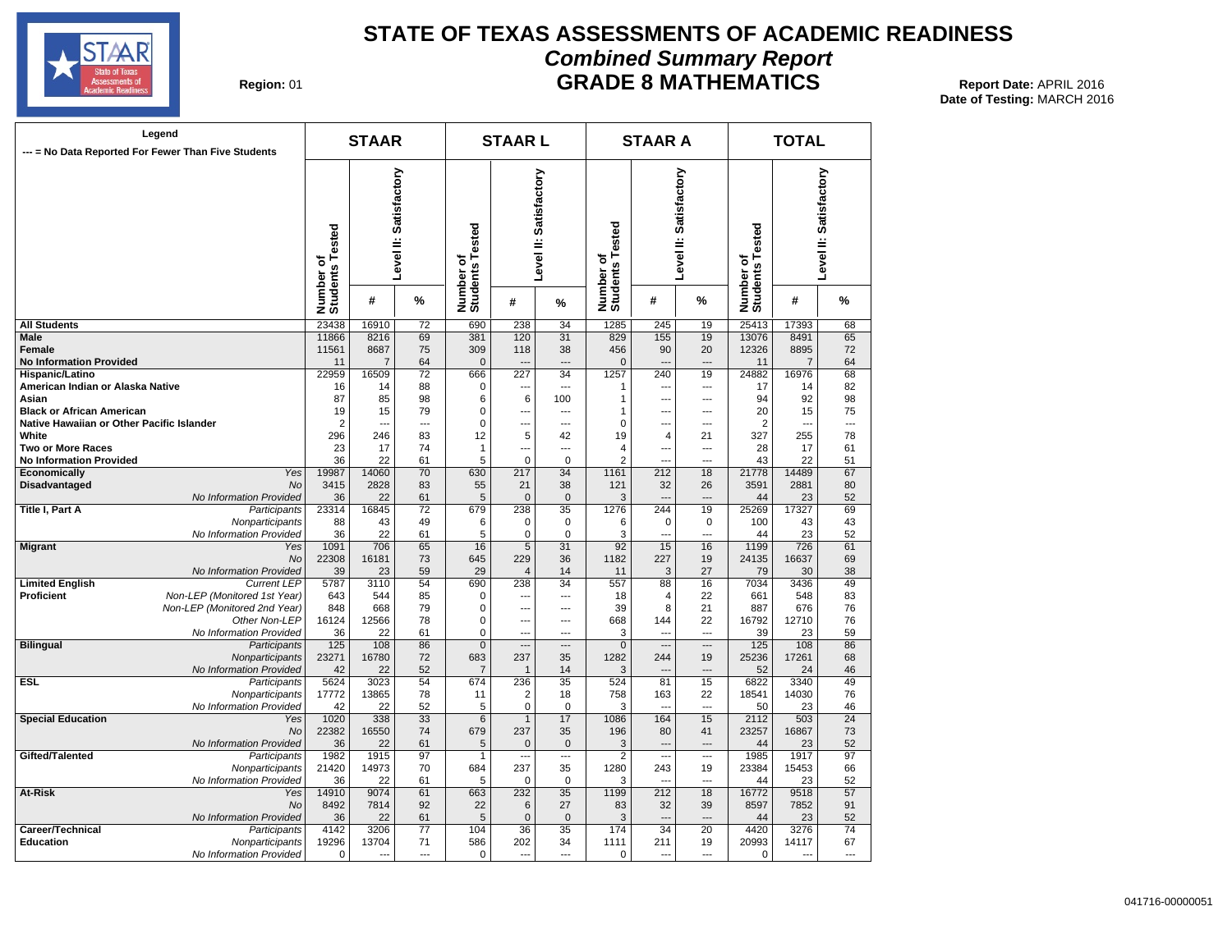# STATE OF TEXAS ASSESSMENTS OF ACADEMIC READINESS

## *Combined Summary Report*

## GRADE 8 MATHEMATICS

**Region:** 01

**Report Date:** APRIL 2016
**Date of Testing:** MARCH 2016

| Legend<br>--- = No Data Reported For Fewer Than Five Students | | STAAR | | | STAAR L | | | STAAR A | | | TOTAL | | |
|---|---|---|---|---|---|---|---|---|---|---|---|---|---|
| | | Number of Students Tested | Level II: Satisfactory | | Number of Students Tested | Level II: Satisfactory | | Number of Students Tested | Level II: Satisfactory | | Number of Students Tested | Level II: Satisfactory | |
| | | | # | % | | # | % | | # | % | | # | % |
| **All Students** | | 23438 | 16910 | 72 | 690 | 238 | 34 | 1285 | 245 | 19 | 25413 | 17393 | 68 |
| **Male** | | 11866 | 8216 | 69 | 381 | 120 | 31 | 829 | 155 | 19 | 13076 | 8491 | 65 |
| **Female** | | 11561 | 8687 | 75 | 309 | 118 | 38 | 456 | 90 | 20 | 12326 | 8895 | 72 |
| **No Information Provided** | | 11 | 7 | 64 | 0 | --- | --- | 0 | --- | --- | 11 | 7 | 64 |
| **Hispanic/Latino** | | 22959 | 16509 | 72 | 666 | 227 | 34 | 1257 | 240 | 19 | 24882 | 16976 | 68 |
| **American Indian or Alaska Native** | | 16 | 14 | 88 | 0 | --- | --- | 1 | --- | --- | 17 | 14 | 82 |
| **Asian** | | 87 | 85 | 98 | 6 | 6 | 100 | 1 | --- | --- | 94 | 92 | 98 |
| **Black or African American** | | 19 | 15 | 79 | 0 | --- | --- | 1 | --- | --- | 20 | 15 | 75 |
| **Native Hawaiian or Other Pacific Islander** | | 2 | --- | --- | 0 | --- | --- | 0 | --- | --- | 2 | --- | --- |
| **White** | | 296 | 246 | 83 | 12 | 5 | 42 | 19 | 4 | 21 | 327 | 255 | 78 |
| **Two or More Races** | | 23 | 17 | 74 | 1 | --- | --- | 4 | --- | --- | 28 | 17 | 61 |
| **No Information Provided** | | 36 | 22 | 61 | 5 | 0 | 0 | 2 | --- | --- | 43 | 22 | 51 |
| **Economically Disadvantaged** | *Yes* | 19987 | 14060 | 70 | 630 | 217 | 34 | 1161 | 212 | 18 | 21778 | 14489 | 67 |
| | *No* | 3415 | 2828 | 83 | 55 | 21 | 38 | 121 | 32 | 26 | 3591 | 2881 | 80 |
| | *No Information Provided* | 36 | 22 | 61 | 5 | 0 | 0 | 3 | --- | --- | 44 | 23 | 52 |
| **Title I, Part A** | *Participants* | 23314 | 16845 | 72 | 679 | 238 | 35 | 1276 | 244 | 19 | 25269 | 17327 | 69 |
| | *Nonparticipants* | 88 | 43 | 49 | 6 | 0 | 0 | 6 | 0 | 0 | 100 | 43 | 43 |
| | *No Information Provided* | 36 | 22 | 61 | 5 | 0 | 0 | 3 | --- | --- | 44 | 23 | 52 |
| **Migrant** | *Yes* | 1091 | 706 | 65 | 16 | 5 | 31 | 92 | 15 | 16 | 1199 | 726 | 61 |
| | *No* | 22308 | 16181 | 73 | 645 | 229 | 36 | 1182 | 227 | 19 | 24135 | 16637 | 69 |
| | *No Information Provided* | 39 | 23 | 59 | 29 | 4 | 14 | 11 | 3 | 27 | 79 | 30 | 38 |
| **Limited English Proficient** | *Current LEP* | 5787 | 3110 | 54 | 690 | 238 | 34 | 557 | 88 | 16 | 7034 | 3436 | 49 |
| | *Non-LEP (Monitored 1st Year)* | 643 | 544 | 85 | 0 | --- | --- | 18 | 4 | 22 | 661 | 548 | 83 |
| | *Non-LEP (Monitored 2nd Year)* | 848 | 668 | 79 | 0 | --- | --- | 39 | 8 | 21 | 887 | 676 | 76 |
| | *Other Non-LEP* | 16124 | 12566 | 78 | 0 | --- | --- | 668 | 144 | 22 | 16792 | 12710 | 76 |
| | *No Information Provided* | 36 | 22 | 61 | 0 | --- | --- | 3 | --- | --- | 39 | 23 | 59 |
| **Bilingual** | *Participants* | 125 | 108 | 86 | 0 | --- | --- | 0 | --- | --- | 125 | 108 | 86 |
| | *Nonparticipants* | 23271 | 16780 | 72 | 683 | 237 | 35 | 1282 | 244 | 19 | 25236 | 17261 | 68 |
| | *No Information Provided* | 42 | 22 | 52 | 7 | 1 | 14 | 3 | --- | --- | 52 | 24 | 46 |
| **ESL** | *Participants* | 5624 | 3023 | 54 | 674 | 236 | 35 | 524 | 81 | 15 | 6822 | 3340 | 49 |
| | *Nonparticipants* | 17772 | 13865 | 78 | 11 | 2 | 18 | 758 | 163 | 22 | 18541 | 14030 | 76 |
| | *No Information Provided* | 42 | 22 | 52 | 5 | 0 | 0 | 3 | --- | --- | 50 | 23 | 46 |
| **Special Education** | *Yes* | 1020 | 338 | 33 | 6 | 1 | 17 | 1086 | 164 | 15 | 2112 | 503 | 24 |
| | *No* | 22382 | 16550 | 74 | 679 | 237 | 35 | 196 | 80 | 41 | 23257 | 16867 | 73 |
| | *No Information Provided* | 36 | 22 | 61 | 5 | 0 | 0 | 3 | --- | --- | 44 | 23 | 52 |
| **Gifted/Talented** | *Participants* | 1982 | 1915 | 97 | 1 | --- | --- | 2 | --- | --- | 1985 | 1917 | 97 |
| | *Nonparticipants* | 21420 | 14973 | 70 | 684 | 237 | 35 | 1280 | 243 | 19 | 23384 | 15453 | 66 |
| | *No Information Provided* | 36 | 22 | 61 | 5 | 0 | 0 | 3 | --- | --- | 44 | 23 | 52 |
| **At-Risk** | *Yes* | 14910 | 9074 | 61 | 663 | 232 | 35 | 1199 | 212 | 18 | 16772 | 9518 | 57 |
| | *No* | 8492 | 7814 | 92 | 22 | 6 | 27 | 83 | 32 | 39 | 8597 | 7852 | 91 |
| | *No Information Provided* | 36 | 22 | 61 | 5 | 0 | 0 | 3 | --- | --- | 44 | 23 | 52 |
| **Career/Technical Education** | *Participants* | 4142 | 3206 | 77 | 104 | 36 | 35 | 174 | 34 | 20 | 4420 | 3276 | 74 |
| | *Nonparticipants* | 19296 | 13704 | 71 | 586 | 202 | 34 | 1111 | 211 | 19 | 20993 | 14117 | 67 |
| | *No Information Provided* | 0 | --- | --- | 0 | --- | --- | 0 | --- | --- | 0 | --- | --- |

041716-00000051